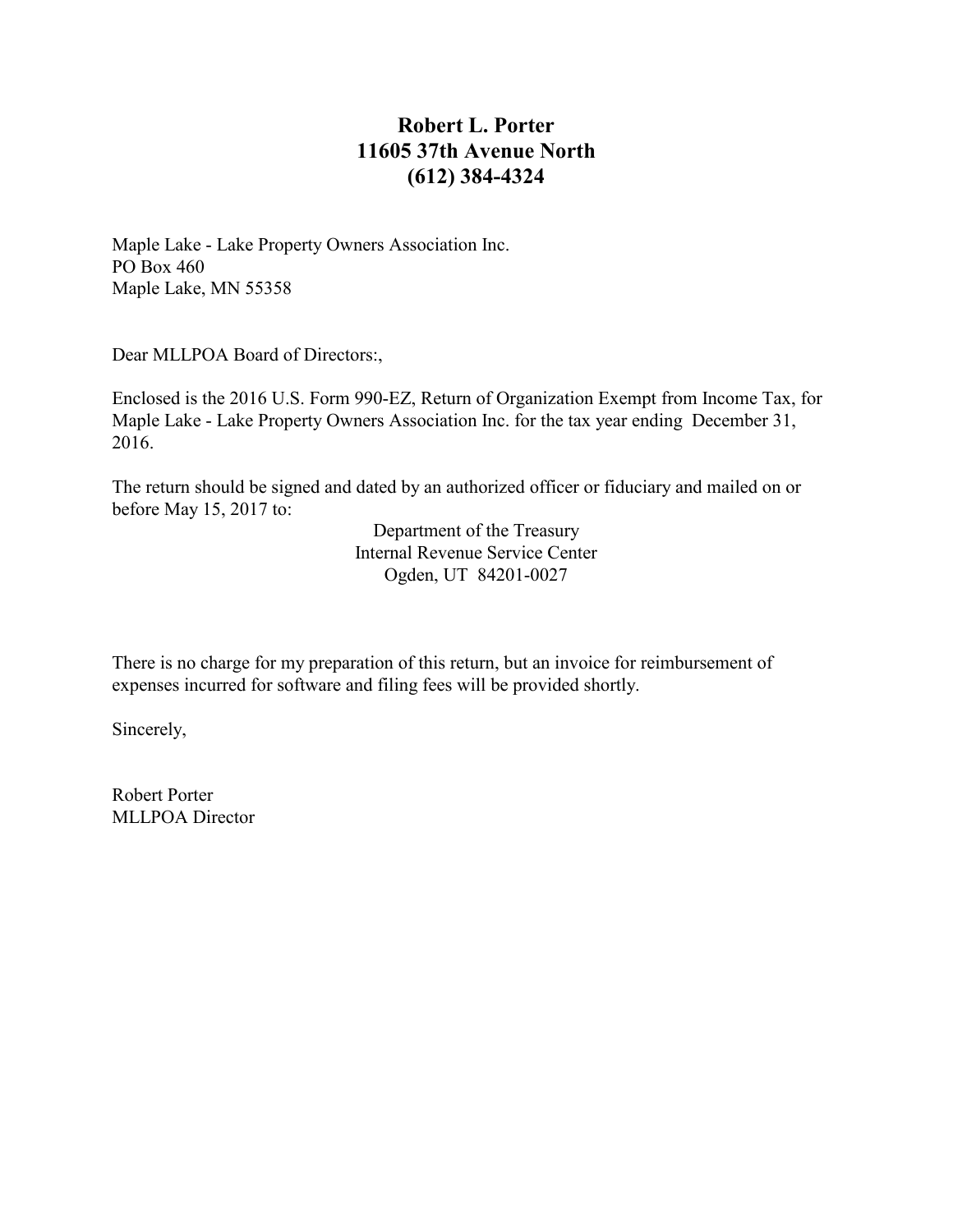**Robert L. Porter**
**11605 37th Avenue North**
**(612) 384-4324**

Maple Lake - Lake Property Owners Association Inc.
PO Box 460
Maple Lake, MN 55358

Dear MLLPOA Board of Directors:,

Enclosed is the 2016 U.S. Form 990-EZ, Return of Organization Exempt from Income Tax, for Maple Lake - Lake Property Owners Association Inc. for the tax year ending December 31, 2016.

The return should be signed and dated by an authorized officer or fiduciary and mailed on or before May 15, 2017 to:

Department of the Treasury
Internal Revenue Service Center
Ogden, UT 84201-0027

There is no charge for my preparation of this return, but an invoice for reimbursement of expenses incurred for software and filing fees will be provided shortly.

Sincerely,

Robert Porter
MLLPOA Director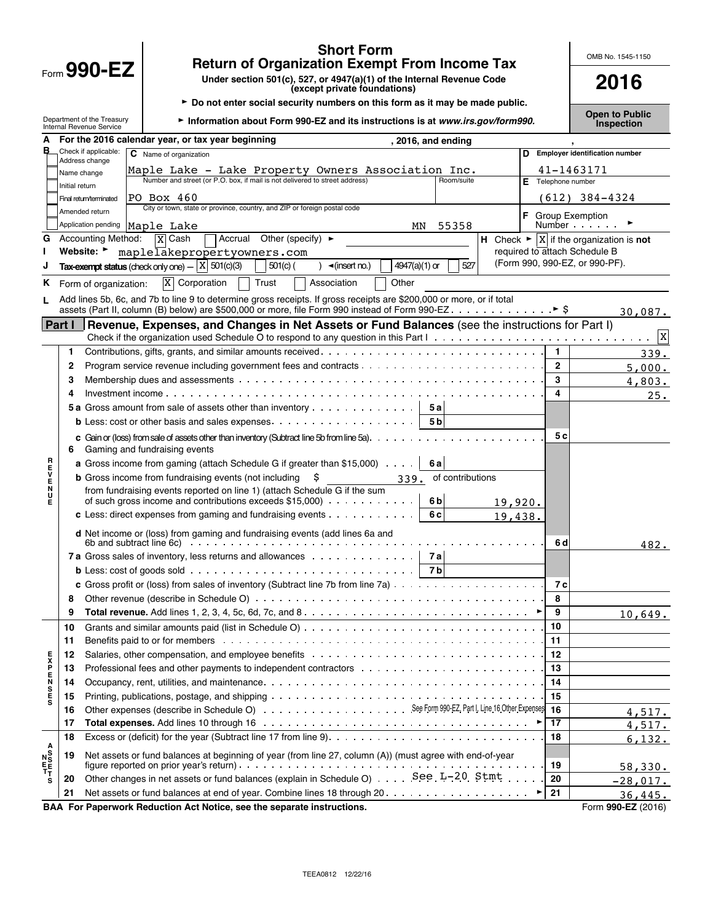# Form 990-EZ

## Short Form
## Return of Organization Exempt From Income Tax

**Under section 501(c), 527, or 4947(a)(1) of the Internal Revenue Code (except private foundations)**

► Do not enter social security numbers on this form as it may be made public.

► Information about Form 990-EZ and its instructions is at *www.irs.gov/form990.*

Department of the Treasury
Internal Revenue Service

OMB No. 1545-1150

**2016**

**Open to Public Inspection**

**A** For the 2016 calendar year, or tax year beginning , 2016, and ending ,

**B** Check if applicable:
- [ ] Address change
- [ ] Name change
- [ ] Initial return
- [ ] Final return/terminated
- [ ] Amended return
- [ ] Application pending

**C** Name of organization: Maple Lake - Lake Property Owners Association Inc.

Number and street (or P.O. box, if mail is not delivered to street address): PO Box 460 — Room/suite:

City or town, state or province, country, and ZIP or foreign postal code: Maple Lake MN 55358

**D** Employer identification number: 41-1463171

**E** Telephone number: (612) 384-4324

**F** Group Exemption Number ►

**G** Accounting Method: [X] Cash [ ] Accrual Other (specify) ►

**H** Check ► [X] if the organization is **not** required to attach Schedule B (Form 990, 990-EZ, or 990-PF).

**I** Website: ► maplelakepropertyowners.com

**J** Tax-exempt status (check only one) — [X] 501(c)(3) [ ] 501(c) ( ) ◄(insert no.) [ ] 4947(a)(1) or [ ] 527

**K** Form of organization: [X] Corporation [ ] Trust [ ] Association [ ] Other

**L** Add lines 5b, 6c, and 7b to line 9 to determine gross receipts. If gross receipts are $200,000 or more, or if total assets (Part II, column (B) below) are $500,000 or more, file Form 990 instead of Form 990-EZ ► $ 30,087.

## Part I — Revenue, Expenses, and Changes in Net Assets or Fund Balances (see the instructions for Part I)

Check if the organization used Schedule O to respond to any question in this Part I [X]

| | Line | Description | | | Line | Amount |
|---|---|---|---|---|---|---|
| REVENUE | 1 | Contributions, gifts, grants, and similar amounts received | | | 1 | 339. |
| | 2 | Program service revenue including government fees and contracts | | | 2 | 5,000. |
| | 3 | Membership dues and assessments | | | 3 | 4,803. |
| | 4 | Investment income | | | 4 | 25. |
| | 5a | Gross amount from sale of assets other than inventory | 5a | | | |
| | b | Less: cost or other basis and sales expenses | 5b | | | |
| | c | Gain or (loss) from sale of assets other than inventory (Subtract line 5b from line 5a) | | | 5c | |
| | 6 | Gaming and fundraising events | | | | |
| | a | Gross income from gaming (attach Schedule G if greater than $15,000) | 6a | | | |
| | b | Gross income from fundraising events (not including $ 339. of contributions from fundraising events reported on line 1) (attach Schedule G if the sum of such gross income and contributions exceeds $15,000) | 6b | 19,920. | | |
| | c | Less: direct expenses from gaming and fundraising events | 6c | 19,438. | | |
| | d | Net income or (loss) from gaming and fundraising events (add lines 6a and 6b and subtract line 6c) | | | 6d | 482. |
| | 7a | Gross sales of inventory, less returns and allowances | 7a | | | |
| | b | Less: cost of goods sold | 7b | | | |
| | c | Gross profit or (loss) from sales of inventory (Subtract line 7b from line 7a) | | | 7c | |
| | 8 | Other revenue (describe in Schedule O) | | | 8 | |
| | 9 | **Total revenue.** Add lines 1, 2, 3, 4, 5c, 6d, 7c, and 8 ► | | | 9 | 10,649. |
| EXPENSES | 10 | Grants and similar amounts paid (list in Schedule O) | | | 10 | |
| | 11 | Benefits paid to or for members | | | 11 | |
| | 12 | Salaries, other compensation, and employee benefits | | | 12 | |
| | 13 | Professional fees and other payments to independent contractors | | | 13 | |
| | 14 | Occupancy, rent, utilities, and maintenance | | | 14 | |
| | 15 | Printing, publications, postage, and shipping | | | 15 | |
| | 16 | Other expenses (describe in Schedule O) See Form 990-EZ, Part I, Line 16 Other Expenses | | | 16 | 4,517. |
| | 17 | **Total expenses.** Add lines 10 through 16 ► | | | 17 | 4,517. |
| NET ASSETS | 18 | Excess or (deficit) for the year (Subtract line 17 from line 9) | | | 18 | 6,132. |
| | 19 | Net assets or fund balances at beginning of year (from line 27, column (A)) (must agree with end-of-year figure reported on prior year's return) | | | 19 | 58,330. |
| | 20 | Other changes in net assets or fund balances (explain in Schedule O) See L-20 Stmt | | | 20 | -28,017. |
| | 21 | Net assets or fund balances at end of year. Combine lines 18 through 20 ► | | | 21 | 36,445. |

**BAA For Paperwork Reduction Act Notice, see the separate instructions.** Form **990-EZ** (2016)

TEEA0812 12/22/16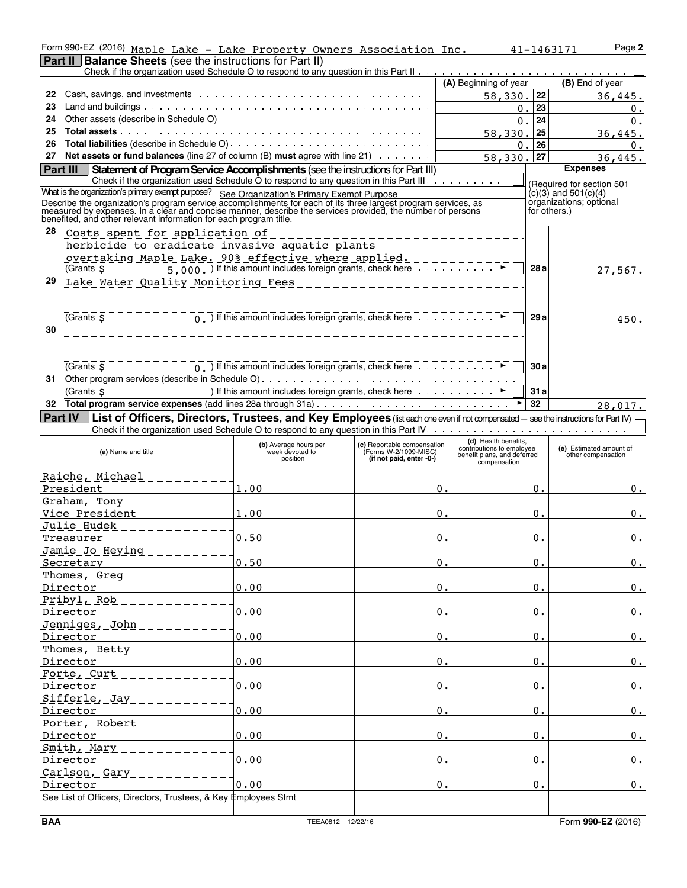Form 990-EZ (2016) Maple Lake - Lake Property Owners Association Inc. 41-1463171 Page **2**

## Part II Balance Sheets (see the instructions for Part II)

Check if the organization used Schedule O to respond to any question in this Part II ☐

| | | (A) Beginning of year | | (B) End of year |
|---|---|---|---|---|
| 22 | Cash, savings, and investments | 58,330. | 22 | 36,445. |
| 23 | Land and buildings | 0. | 23 | 0. |
| 24 | Other assets (describe in Schedule O) | 0. | 24 | 0. |
| 25 | **Total assets** | 58,330. | 25 | 36,445. |
| 26 | **Total liabilities** (describe in Schedule O) | 0. | 26 | 0. |
| 27 | **Net assets or fund balances** (line 27 of column (B) **must** agree with line 21) | 58,330. | 27 | 36,445. |

## Part III Statement of Program Service Accomplishments (see the instructions for Part III)

Check if the organization used Schedule O to respond to any question in this Part III ☐

What is the organization's primary exempt purpose? See Organization's Primary Exempt Purpose

Describe the organization's program service accomplishments for each of its three largest program services, as measured by expenses. In a clear and concise manner, describe the services provided, the number of persons benefited, and other relevant information for each program title.

**Expenses** (Required for section 501(c)(3) and 501(c)(4) organizations; optional for others.)

| | | | Expenses |
|---|---|---|---|
| 28 | Costs spent for application of herbicide to eradicate invasive aquatic plants overtaking Maple Lake. 90% effective where applied. (Grants $ 5,000. ) If this amount includes foreign grants, check here ☐ | 28a | 27,567. |
| 29 | Lake Water Quality Monitoring Fees (Grants $ 0. ) If this amount includes foreign grants, check here ☐ | 29a | 450. |
| 30 | (Grants $ 0. ) If this amount includes foreign grants, check here ☐ | 30a | |
| 31 | Other program services (describe in Schedule O) (Grants $ ) If this amount includes foreign grants, check here ☐ | 31a | |
| 32 | **Total program service expenses** (add lines 28a through 31a) | 32 | 28,017. |

## Part IV List of Officers, Directors, Trustees, and Key Employees (list each one even if not compensated — see the instructions for Part IV)

Check if the organization used Schedule O to respond to any question in this Part IV ☐

| (a) Name and title | (b) Average hours per week devoted to position | (c) Reportable compensation (Forms W-2/1099-MISC) (if not paid, enter -0-) | (d) Health benefits, contributions to employee benefit plans, and deferred compensation | (e) Estimated amount of other compensation |
|---|---|---|---|---|
| Raiche, Michael<br>President | 1.00 | 0. | 0. | 0. |
| Graham, Tony<br>Vice President | 1.00 | 0. | 0. | 0. |
| Julie Hudek<br>Treasurer | 0.50 | 0. | 0. | 0. |
| Jamie Jo Heying<br>Secretary | 0.50 | 0. | 0. | 0. |
| Thomes, Greg<br>Director | 0.00 | 0. | 0. | 0. |
| Pribyl, Rob<br>Director | 0.00 | 0. | 0. | 0. |
| Jenniges, John<br>Director | 0.00 | 0. | 0. | 0. |
| Thomes, Betty<br>Director | 0.00 | 0. | 0. | 0. |
| Forte, Curt<br>Director | 0.00 | 0. | 0. | 0. |
| Sifferle, Jay<br>Director | 0.00 | 0. | 0. | 0. |
| Porter, Robert<br>Director | 0.00 | 0. | 0. | 0. |
| Smith, Mary<br>Director | 0.00 | 0. | 0. | 0. |
| Carlson, Gary<br>Director | 0.00 | 0. | 0. | 0. |
| See List of Officers, Directors, Trustees, & Key Employees Stmt | | | | |

BAA TEEA0812 12/22/16 Form **990-EZ** (2016)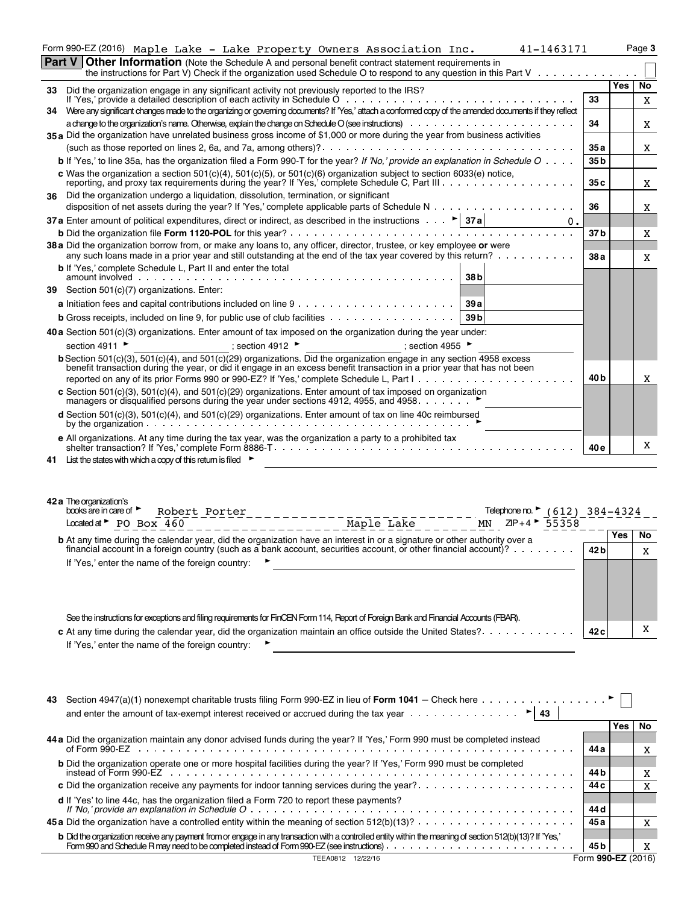Form 990-EZ (2016) Maple Lake - Lake Property Owners Association Inc. 41-1463171 Page 3

## Part V Other Information

(Note the Schedule A and personal benefit contract statement requirements in the instructions for Part V) Check if the organization used Schedule O to respond to any question in this Part V ☐

| | | | Yes | No |
|---|---|---|---|---|
| **33** | Did the organization engage in any significant activity not previously reported to the IRS? If 'Yes,' provide a detailed description of each activity in Schedule O | 33 | | X |
| **34** | Were any significant changes made to the organizing or governing documents? If 'Yes,' attach a conformed copy of the amended documents if they reflect a change to the organization's name. Otherwise, explain the change on Schedule O (see instructions) | 34 | | X |
| **35a** | Did the organization have unrelated business gross income of $1,000 or more during the year from business activities (such as those reported on lines 2, 6a, and 7a, among others)? | 35a | | X |
| **b** | If 'Yes,' to line 35a, has the organization filed a Form 990-T for the year? *If 'No,' provide an explanation in Schedule O* | 35b | | |
| **c** | Was the organization a section 501(c)(4), 501(c)(5), or 501(c)(6) organization subject to section 6033(e) notice, reporting, and proxy tax requirements during the year? If 'Yes,' complete Schedule C, Part III | 35c | | X |
| **36** | Did the organization undergo a liquidation, dissolution, termination, or significant disposition of net assets during the year? If 'Yes,' complete applicable parts of Schedule N | 36 | | X |
| **37a** | Enter amount of political expenditures, direct or indirect, as described in the instructions ► 37a 0. | | | |
| **b** | Did the organization file **Form 1120-POL** for this year? | 37b | | X |
| **38a** | Did the organization borrow from, or make any loans to, any officer, director, trustee, or key employee **or** were any such loans made in a prior year and still outstanding at the end of the tax year covered by this return? | 38a | | X |
| **b** | If 'Yes,' complete Schedule L, Part II and enter the total amount involved — 38b | | | |
| **39** | Section 501(c)(7) organizations. Enter: | | | |
| **a** | Initiation fees and capital contributions included on line 9 — 39a | | | |
| **b** | Gross receipts, included on line 9, for public use of club facilities — 39b | | | |
| **40a** | Section 501(c)(3) organizations. Enter amount of tax imposed on the organization during the year under: section 4911 ► ______ ; section 4912 ► ______ ; section 4955 ► ______ | | | |
| **b** | Section 501(c)(3), 501(c)(4), and 501(c)(29) organizations. Did the organization engage in any section 4958 excess benefit transaction during the year, or did it engage in an excess benefit transaction in a prior year that has not been reported on any of its prior Forms 990 or 990-EZ? If 'Yes,' complete Schedule L, Part I | 40b | | X |
| **c** | Section 501(c)(3), 501(c)(4), and 501(c)(29) organizations. Enter amount of tax imposed on organization managers or disqualified persons during the year under sections 4912, 4955, and 4958 ► | | | |
| **d** | Section 501(c)(3), 501(c)(4), and 501(c)(29) organizations. Enter amount of tax on line 40c reimbursed by the organization ► | | | |
| **e** | All organizations. At any time during the tax year, was the organization a party to a prohibited tax shelter transaction? If 'Yes,' complete Form 8886-T | 40e | | X |
| **41** | List the states with which a copy of this return is filed ► | | | |

**42a** The organization's books are in care of ► Robert Porter Telephone no. ► (612) 384-4324

Located at ► PO Box 460 Maple Lake MN ZIP + 4 ► 55358

| | | | Yes | No |
|---|---|---|---|---|
| **b** | At any time during the calendar year, did the organization have an interest in or a signature or other authority over a financial account in a foreign country (such as a bank account, securities account, or other financial account)? If 'Yes,' enter the name of the foreign country: ► See the instructions for exceptions and filing requirements for FinCEN Form 114, Report of Foreign Bank and Financial Accounts (FBAR). | 42b | | X |
| **c** | At any time during the calendar year, did the organization maintain an office outside the United States? If 'Yes,' enter the name of the foreign country: ► | 42c | | X |

**43** Section 4947(a)(1) nonexempt charitable trusts filing Form 990-EZ in lieu of **Form 1041** – Check here ► ☐ and enter the amount of tax-exempt interest received or accrued during the tax year ► 43

| | | | Yes | No |
|---|---|---|---|---|
| **44a** | Did the organization maintain any donor advised funds during the year? If 'Yes,' Form 990 must be completed instead of Form 990-EZ | 44a | | X |
| **b** | Did the organization operate one or more hospital facilities during the year? If 'Yes,' Form 990 must be completed instead of Form 990-EZ | 44b | | X |
| **c** | Did the organization receive any payments for indoor tanning services during the year? | 44c | | X |
| **d** | If 'Yes' to line 44c, has the organization filed a Form 720 to report these payments? *If 'No,' provide an explanation in Schedule O* | 44d | | |
| **45a** | Did the organization have a controlled entity within the meaning of section 512(b)(13)? | 45a | | X |
| **b** | Did the organization receive any payment from or engage in any transaction with a controlled entity within the meaning of section 512(b)(13)? If 'Yes,' Form 990 and Schedule R may need to be completed instead of Form 990-EZ (see instructions) | 45b | | X |

TEEA0812 12/22/16 Form **990-EZ** (2016)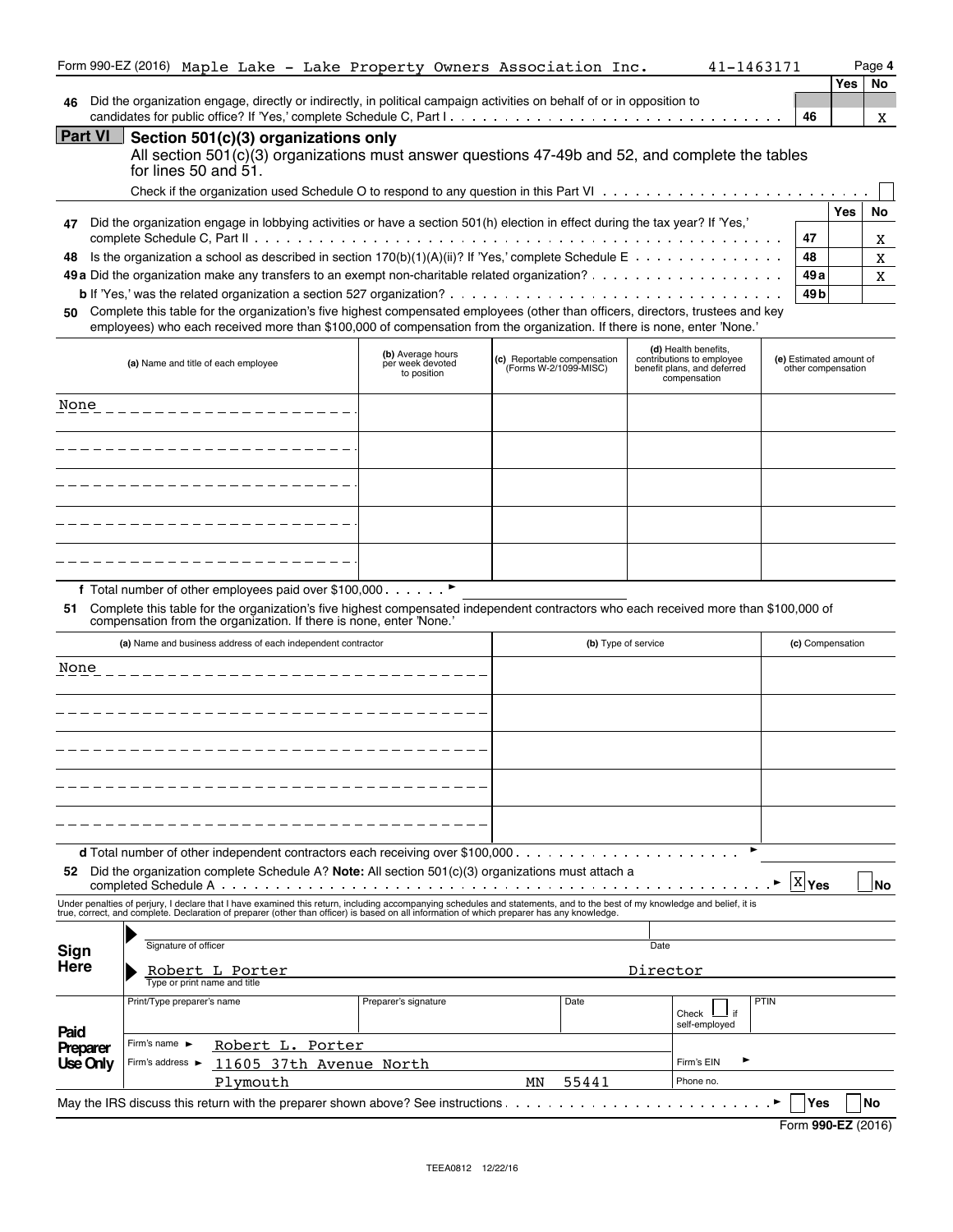Form 990-EZ (2016) Maple Lake - Lake Property Owners Association Inc. 41-1463171 Page 4

| | | | Yes | No |
|---|---|---|---|---|
| 46 | Did the organization engage, directly or indirectly, in political campaign activities on behalf of or in opposition to candidates for public office? If 'Yes,' complete Schedule C, Part I | 46 | | X |

## Part VI Section 501(c)(3) organizations only

All section 501(c)(3) organizations must answer questions 47-49b and 52, and complete the tables for lines 50 and 51.

Check if the organization used Schedule O to respond to any question in this Part VI ☐

| | | | Yes | No |
|---|---|---|---|---|
| 47 | Did the organization engage in lobbying activities or have a section 501(h) election in effect during the tax year? If 'Yes,' complete Schedule C, Part II | 47 | | X |
| 48 | Is the organization a school as described in section 170(b)(1)(A)(ii)? If 'Yes,' complete Schedule E | 48 | | X |
| 49a | Did the organization make any transfers to an exempt non-charitable related organization? | 49a | | X |
| b | If 'Yes,' was the related organization a section 527 organization? | 49b | | |

**50** Complete this table for the organization's five highest compensated employees (other than officers, directors, trustees and key employees) who each received more than $100,000 of compensation from the organization. If there is none, enter 'None.'

| (a) Name and title of each employee | (b) Average hours per week devoted to position | (c) Reportable compensation (Forms W-2/1099-MISC) | (d) Health benefits, contributions to employee benefit plans, and deferred compensation | (e) Estimated amount of other compensation |
|---|---|---|---|---|
| None | | | | |
| | | | | |
| | | | | |
| | | | | |
| | | | | |

**f** Total number of other employees paid over $100,000 ►

**51** Complete this table for the organization's five highest compensated independent contractors who each received more than $100,000 of compensation from the organization. If there is none, enter 'None.'

| (a) Name and business address of each independent contractor | (b) Type of service | (c) Compensation |
|---|---|---|
| None | | |
| | | |
| | | |
| | | |
| | | |

**d** Total number of other independent contractors each receiving over $100,000 ►

**52** Did the organization complete Schedule A? **Note:** All section 501(c)(3) organizations must attach a completed Schedule A ► ☒ Yes ☐ No

Under penalties of perjury, I declare that I have examined this return, including accompanying schedules and statements, and to the best of my knowledge and belief, it is true, correct, and complete. Declaration of preparer (other than officer) is based on all information of which preparer has any knowledge.

**Sign Here**

Signature of officer | Date

Robert L Porter | Director

Type or print name and title

**Paid Preparer Use Only**

| Print/Type preparer's name | Preparer's signature | Date | Check ☐ if self-employed | PTIN |
|---|---|---|---|---|
| | | | | |

Firm's name ► Robert L. Porter | Firm's EIN ►

Firm's address ► 11605 37th Avenue North, Plymouth MN 55441 | Phone no.

May the IRS discuss this return with the preparer shown above? See instructions ► ☐ Yes ☐ No

Form **990-EZ** (2016)

TEEA0812 12/22/16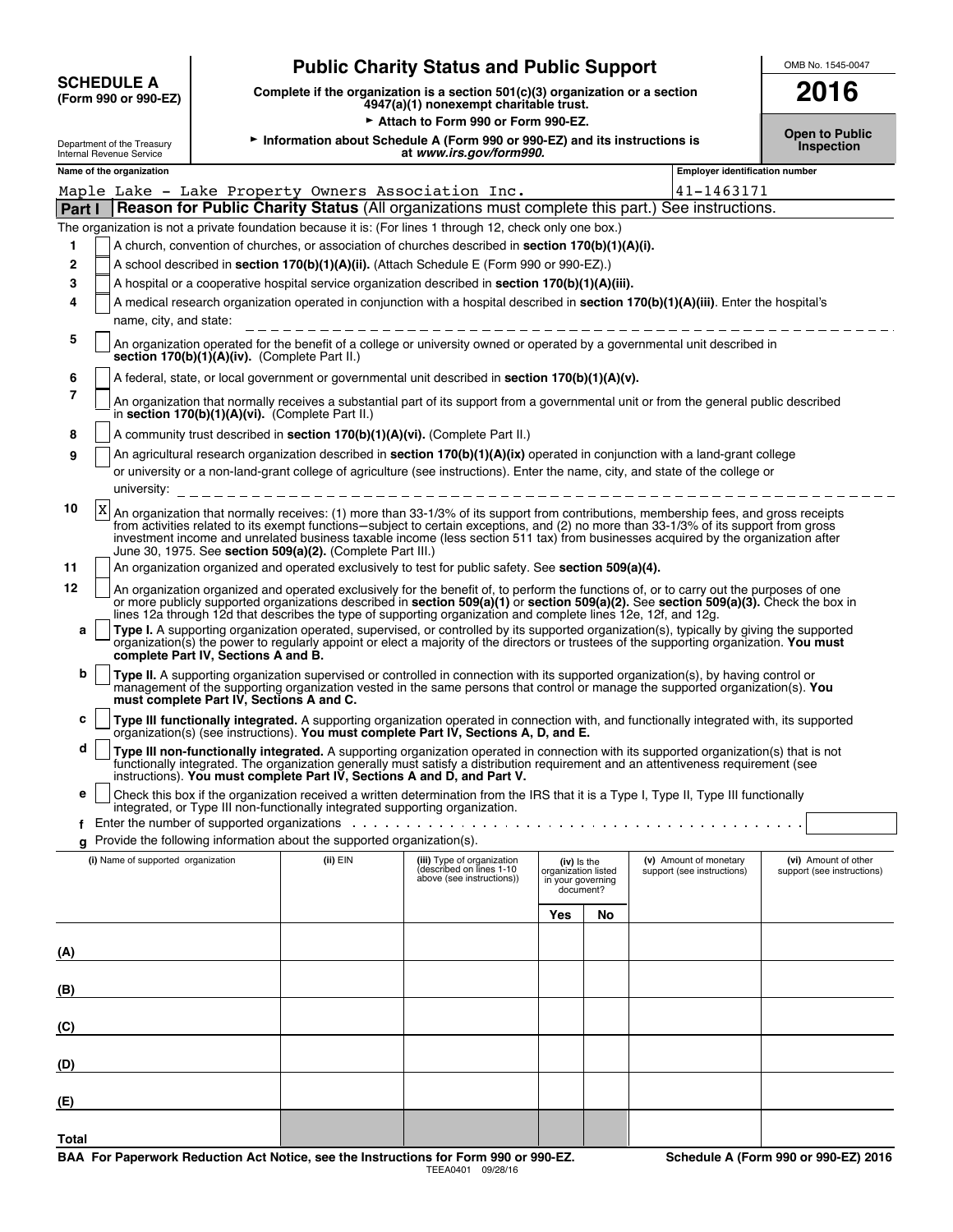**SCHEDULE A (Form 990 or 990-EZ)**

Department of the Treasury
Internal Revenue Service

# Public Charity Status and Public Support

**Complete if the organization is a section 501(c)(3) organization or a section 4947(a)(1) nonexempt charitable trust.**

► Attach to Form 990 or Form 990-EZ.

► Information about Schedule A (Form 990 or 990-EZ) and its instructions is at *www.irs.gov/form990.*

OMB No. 1545-0047

**2016**

**Open to Public Inspection**

**Name of the organization:** Maple Lake - Lake Property Owners Association Inc.

**Employer identification number:** 41-1463171

## Part I Reason for Public Charity Status (All organizations must complete this part.) See instructions.

The organization is not a private foundation because it is: (For lines 1 through 12, check only one box.)

1. [ ] A church, convention of churches, or association of churches described in **section 170(b)(1)(A)(i).**
2. [ ] A school described in **section 170(b)(1)(A)(ii).** (Attach Schedule E (Form 990 or 990-EZ).)
3. [ ] A hospital or a cooperative hospital service organization described in **section 170(b)(1)(A)(iii).**
4. [ ] A medical research organization operated in conjunction with a hospital described in **section 170(b)(1)(A)(iii)**. Enter the hospital's name, city, and state: \_\_\_\_\_\_\_\_\_\_
5. [ ] An organization operated for the benefit of a college or university owned or operated by a governmental unit described in **section 170(b)(1)(A)(iv).** (Complete Part II.)
6. [ ] A federal, state, or local government or governmental unit described in **section 170(b)(1)(A)(v).**
7. [ ] An organization that normally receives a substantial part of its support from a governmental unit or from the general public described in **section 170(b)(1)(A)(vi).** (Complete Part II.)
8. [ ] A community trust described in **section 170(b)(1)(A)(vi).** (Complete Part II.)
9. [ ] An agricultural research organization described in **section 170(b)(1)(A)(ix)** operated in conjunction with a land-grant college or university or a non-land-grant college of agriculture (see instructions). Enter the name, city, and state of the college or university: \_\_\_\_\_\_\_\_\_\_
10. [X] An organization that normally receives: (1) more than 33-1/3% of its support from contributions, membership fees, and gross receipts from activities related to its exempt functions—subject to certain exceptions, and (2) no more than 33-1/3% of its support from gross investment income and unrelated business taxable income (less section 511 tax) from businesses acquired by the organization after June 30, 1975. See **section 509(a)(2).** (Complete Part III.)
11. [ ] An organization organized and operated exclusively to test for public safety. See **section 509(a)(4).**
12. [ ] An organization organized and operated exclusively for the benefit of, to perform the functions of, or to carry out the purposes of one or more publicly supported organizations described in **section 509(a)(1)** or **section 509(a)(2).** See **section 509(a)(3).** Check the box in lines 12a through 12d that describes the type of supporting organization and complete lines 12e, 12f, and 12g.
   - **a** [ ] **Type I.** A supporting organization operated, supervised, or controlled by its supported organization(s), typically by giving the supported organization(s) the power to regularly appoint or elect a majority of the directors or trustees of the supporting organization. **You must complete Part IV, Sections A and B.**
   - **b** [ ] **Type II.** A supporting organization supervised or controlled in connection with its supported organization(s), by having control or management of the supporting organization vested in the same persons that control or manage the supported organization(s). **You must complete Part IV, Sections A and C.**
   - **c** [ ] **Type III functionally integrated.** A supporting organization operated in connection with, and functionally integrated with, its supported organization(s) (see instructions). **You must complete Part IV, Sections A, D, and E.**
   - **d** [ ] **Type III non-functionally integrated.** A supporting organization operated in connection with its supported organization(s) that is not functionally integrated. The organization generally must satisfy a distribution requirement and an attentiveness requirement (see instructions). **You must complete Part IV, Sections A and D, and Part V.**
   - **e** [ ] Check this box if the organization received a written determination from the IRS that it is a Type I, Type II, Type III functionally integrated, or Type III non-functionally integrated supporting organization.
   - **f** Enter the number of supported organizations
   - **g** Provide the following information about the supported organization(s).

| (i) Name of supported organization | (ii) EIN | (iii) Type of organization (described on lines 1-10 above (see instructions)) | (iv) Is the organization listed in your governing document? Yes | No | (v) Amount of monetary support (see instructions) | (vi) Amount of other support (see instructions) |
|---|---|---|---|---|---|---|
| (A) | | | | | | |
| (B) | | | | | | |
| (C) | | | | | | |
| (D) | | | | | | |
| (E) | | | | | | |
| Total | | | | | | |

**BAA For Paperwork Reduction Act Notice, see the Instructions for Form 990 or 990-EZ.** TEEA0401 09/28/16 **Schedule A (Form 990 or 990-EZ) 2016**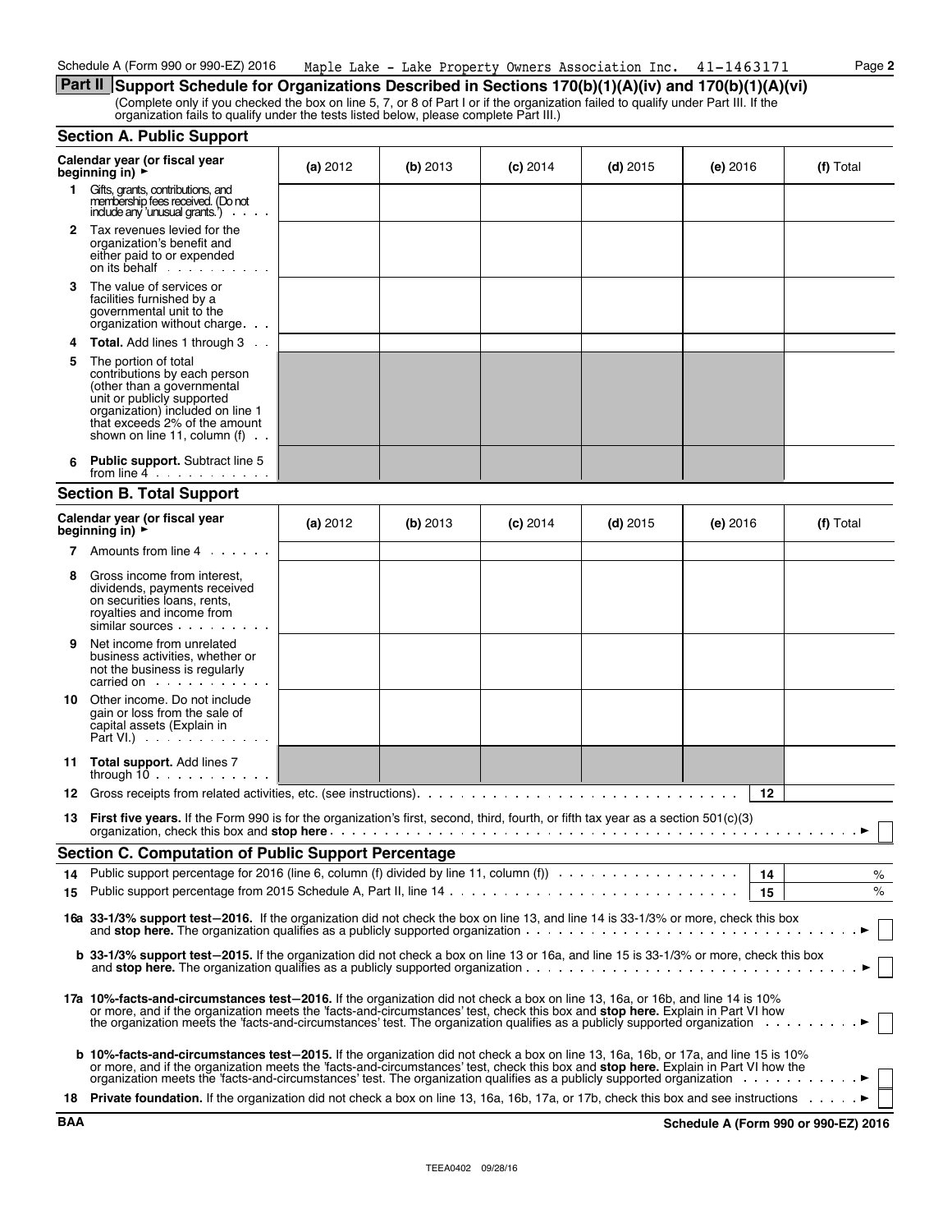Schedule A (Form 990 or 990-EZ) 2016 Maple Lake - Lake Property Owners Association Inc. 41-1463171 Page **2**

## Part II Support Schedule for Organizations Described in Sections 170(b)(1)(A)(iv) and 170(b)(1)(A)(vi)

(Complete only if you checked the box on line 5, 7, or 8 of Part I or if the organization failed to qualify under Part III. If the organization fails to qualify under the tests listed below, please complete Part III.)

### Section A. Public Support

| Calendar year (or fiscal year beginning in) ► | (a) 2012 | (b) 2013 | (c) 2014 | (d) 2015 | (e) 2016 | (f) Total |
|---|---|---|---|---|---|---|
| **1** Gifts, grants, contributions, and membership fees received. (Do not include any 'unusual grants.') | | | | | | |
| **2** Tax revenues levied for the organization's benefit and either paid to or expended on its behalf | | | | | | |
| **3** The value of services or facilities furnished by a governmental unit to the organization without charge | | | | | | |
| **4** **Total.** Add lines 1 through 3 | | | | | | |
| **5** The portion of total contributions by each person (other than a governmental unit or publicly supported organization) included on line 1 that exceeds 2% of the amount shown on line 11, column (f) | | | | | | |
| **6** **Public support.** Subtract line 5 from line 4 | | | | | | |

### Section B. Total Support

| Calendar year (or fiscal year beginning in) ► | (a) 2012 | (b) 2013 | (c) 2014 | (d) 2015 | (e) 2016 | (f) Total |
|---|---|---|---|---|---|---|
| **7** Amounts from line 4 | | | | | | |
| **8** Gross income from interest, dividends, payments received on securities loans, rents, royalties and income from similar sources | | | | | | |
| **9** Net income from unrelated business activities, whether or not the business is regularly carried on | | | | | | |
| **10** Other income. Do not include gain or loss from the sale of capital assets (Explain in Part VI.) | | | | | | |
| **11** **Total support.** Add lines 7 through 10 | | | | | | |

**12** Gross receipts from related activities, etc. (see instructions) **12** ______

**13** **First five years.** If the Form 990 is for the organization's first, second, third, fourth, or fifth tax year as a section 501(c)(3) organization, check this box and **stop here** ► ☐

### Section C. Computation of Public Support Percentage

**14** Public support percentage for 2016 (line 6, column (f) divided by line 11, column (f)) **14** ______ %

**15** Public support percentage from 2015 Schedule A, Part II, line 14 **15** ______ %

**16a** **33-1/3% support test–2016.** If the organization did not check the box on line 13, and line 14 is 33-1/3% or more, check this box and **stop here.** The organization qualifies as a publicly supported organization ► ☐

**b** **33-1/3% support test–2015.** If the organization did not check a box on line 13 or 16a, and line 15 is 33-1/3% or more, check this box and **stop here.** The organization qualifies as a publicly supported organization ► ☐

**17a** **10%-facts-and-circumstances test–2016.** If the organization did not check a box on line 13, 16a, or 16b, and line 14 is 10% or more, and if the organization meets the 'facts-and-circumstances' test, check this box and **stop here.** Explain in Part VI how the organization meets the 'facts-and-circumstances' test. The organization qualifies as a publicly supported organization ► ☐

**b** **10%-facts-and-circumstances test–2015.** If the organization did not check a box on line 13, 16a, 16b, or 17a, and line 15 is 10% or more, and if the organization meets the 'facts-and-circumstances' test, check this box and **stop here.** Explain in Part VI how the organization meets the 'facts-and-circumstances' test. The organization qualifies as a publicly supported organization ► ☐

**18** **Private foundation.** If the organization did not check a box on line 13, 16a, 16b, 17a, or 17b, check this box and see instructions ► ☐

BAA **Schedule A (Form 990 or 990-EZ) 2016**

TEEA0402 09/28/16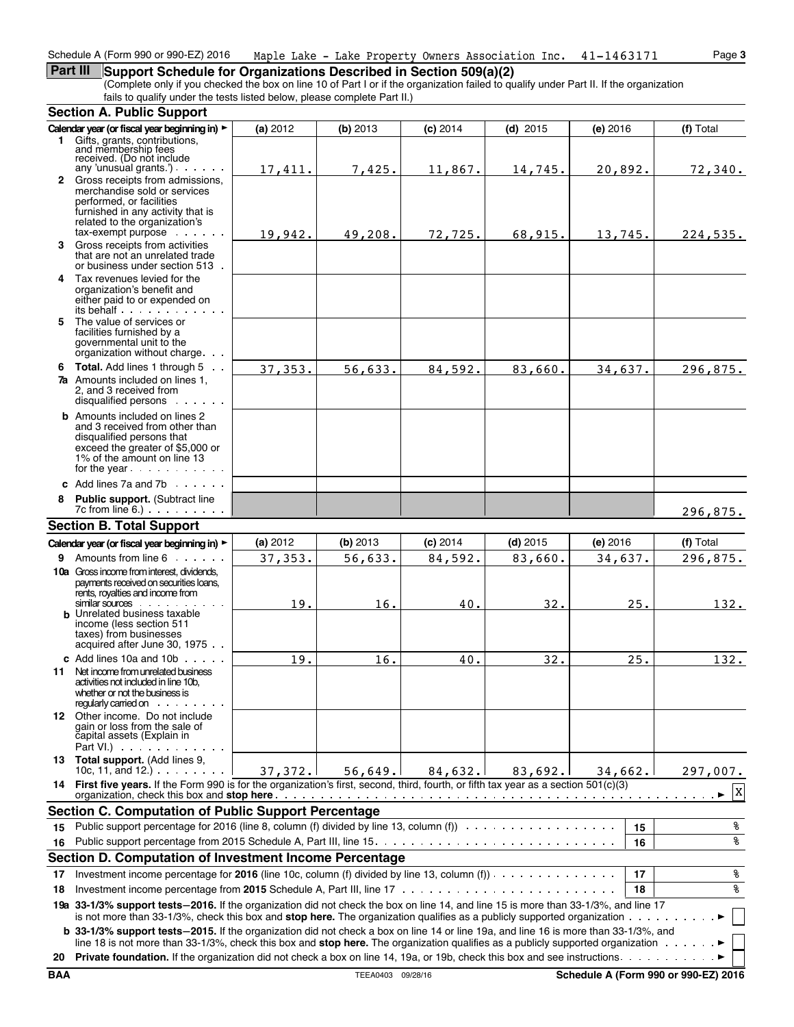Schedule A (Form 990 or 990-EZ) 2016 Maple Lake - Lake Property Owners Association Inc. 41-1463171

## Part III Support Schedule for Organizations Described in Section 509(a)(2)

(Complete only if you checked the box on line 10 of Part I or if the organization failed to qualify under Part II. If the organization fails to qualify under the tests listed below, please complete Part II.)

### Section A. Public Support

| Calendar year (or fiscal year beginning in) ► | (a) 2012 | (b) 2013 | (c) 2014 | (d) 2015 | (e) 2016 | (f) Total |
|---|---|---|---|---|---|---|
| **1** Gifts, grants, contributions, and membership fees received. (Do not include any 'unusual grants.') | 17,411. | 7,425. | 11,867. | 14,745. | 20,892. | 72,340. |
| **2** Gross receipts from admissions, merchandise sold or services performed, or facilities furnished in any activity that is related to the organization's tax-exempt purpose | 19,942. | 49,208. | 72,725. | 68,915. | 13,745. | 224,535. |
| **3** Gross receipts from activities that are not an unrelated trade or business under section 513 | | | | | | |
| **4** Tax revenues levied for the organization's benefit and either paid to or expended on its behalf | | | | | | |
| **5** The value of services or facilities furnished by a governmental unit to the organization without charge | | | | | | |
| **6 Total.** Add lines 1 through 5 | 37,353. | 56,633. | 84,592. | 83,660. | 34,637. | 296,875. |
| **7a** Amounts included on lines 1, 2, and 3 received from disqualified persons | | | | | | |
| **b** Amounts included on lines 2 and 3 received from other than disqualified persons that exceed the greater of $5,000 or 1% of the amount on line 13 for the year | | | | | | |
| **c** Add lines 7a and 7b | | | | | | |
| **8 Public support.** (Subtract line 7c from line 6.) | | | | | | 296,875. |

### Section B. Total Support

| Calendar year (or fiscal year beginning in) ► | (a) 2012 | (b) 2013 | (c) 2014 | (d) 2015 | (e) 2016 | (f) Total |
|---|---|---|---|---|---|---|
| **9** Amounts from line 6 | 37,353. | 56,633. | 84,592. | 83,660. | 34,637. | 296,875. |
| **10a** Gross income from interest, dividends, payments received on securities loans, rents, royalties and income from similar sources | 19. | 16. | 40. | 32. | 25. | 132. |
| **b** Unrelated business taxable income (less section 511 taxes) from businesses acquired after June 30, 1975 | | | | | | |
| **c** Add lines 10a and 10b | 19. | 16. | 40. | 32. | 25. | 132. |
| **11** Net income from unrelated business activities not included in line 10b, whether or not the business is regularly carried on | | | | | | |
| **12** Other income. Do not include gain or loss from the sale of capital assets (Explain in Part VI.) | | | | | | |
| **13 Total support.** (Add lines 9, 10c, 11, and 12.) | 37,372. | 56,649. | 84,632. | 83,692. | 34,662. | 297,007. |

**14 First five years.** If the Form 990 is for the organization's first, second, third, fourth, or fifth tax year as a section 501(c)(3) organization, check this box and **stop here** ► [X]

### Section C. Computation of Public Support Percentage

| | | | |
|---|---|---|---|
| **15** | Public support percentage for 2016 (line 8, column (f) divided by line 13, column (f)) | 15 | % |
| **16** | Public support percentage from 2015 Schedule A, Part III, line 15 | 16 | % |

### Section D. Computation of Investment Income Percentage

| | | | |
|---|---|---|---|
| **17** | Investment income percentage for **2016** (line 10c, column (f) divided by line 13, column (f)) | 17 | % |
| **18** | Investment income percentage from **2015** Schedule A, Part III, line 17 | 18 | % |

**19a 33-1/3% support tests—2016.** If the organization did not check the box on line 14, and line 15 is more than 33-1/3%, and line 17 is not more than 33-1/3%, check this box and **stop here.** The organization qualifies as a publicly supported organization ► [ ]

**b 33-1/3% support tests—2015.** If the organization did not check a box on line 14 or line 19a, and line 16 is more than 33-1/3%, and line 18 is not more than 33-1/3%, check this box and **stop here.** The organization qualifies as a publicly supported organization ► [ ]

**20 Private foundation.** If the organization did not check a box on line 14, 19a, or 19b, check this box and see instructions ► [ ]

BAA TEEA0403 09/28/16 **Schedule A (Form 990 or 990-EZ) 2016**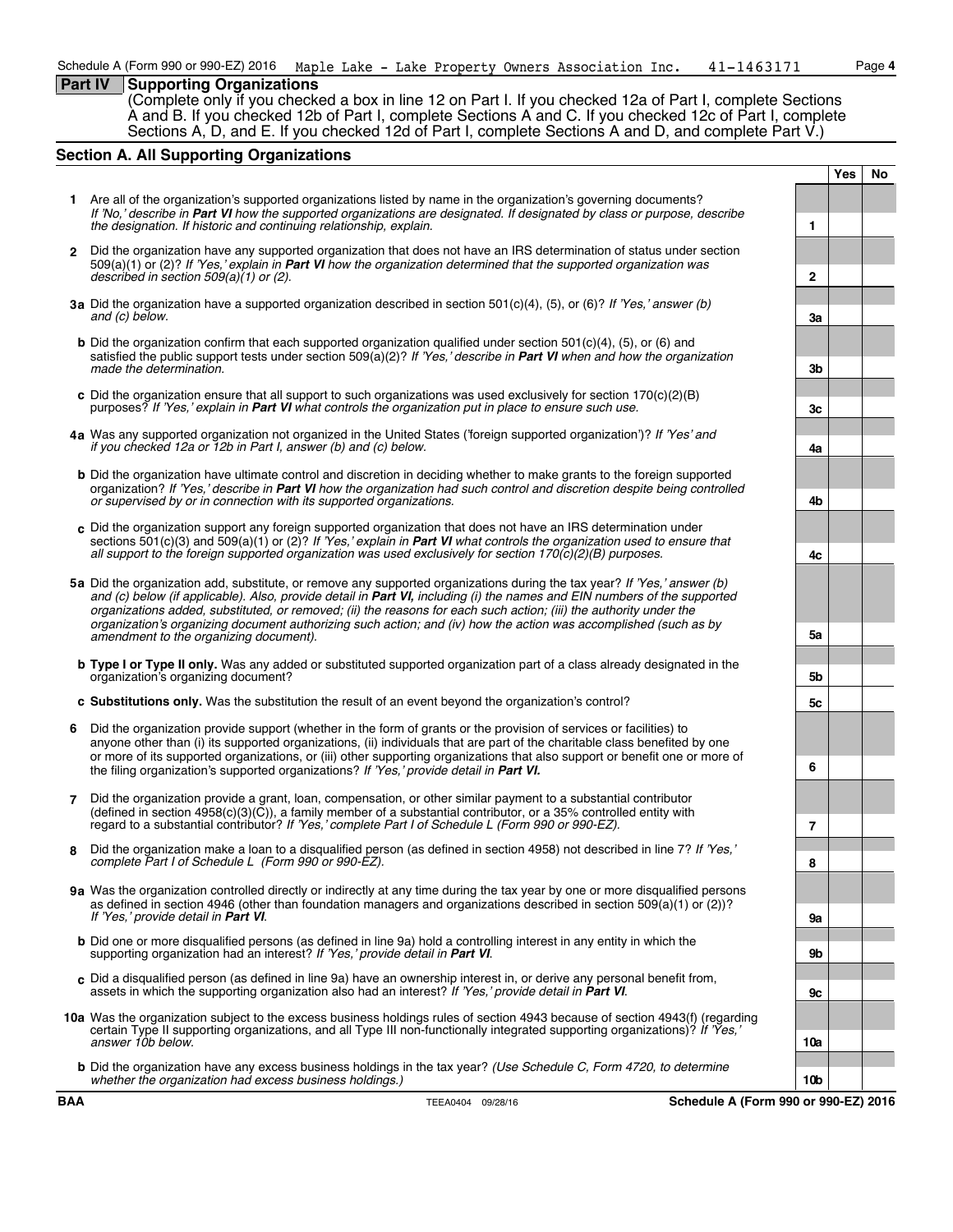Schedule A (Form 990 or 990-EZ) 2016 Maple Lake - Lake Property Owners Association Inc. 41-1463171

## Part IV Supporting Organizations

(Complete only if you checked a box in line 12 on Part I. If you checked 12a of Part I, complete Sections A and B. If you checked 12b of Part I, complete Sections A and C. If you checked 12c of Part I, complete Sections A, D, and E. If you checked 12d of Part I, complete Sections A and D, and complete Part V.)

### Section A. All Supporting Organizations

| | | Line | Yes | No |
|---|---|---|---|---|
| **1** | Are all of the organization's supported organizations listed by name in the organization's governing documents? *If 'No,' describe in **Part VI** how the supported organizations are designated. If designated by class or purpose, describe the designation. If historic and continuing relationship, explain.* | 1 | | |
| **2** | Did the organization have any supported organization that does not have an IRS determination of status under section 509(a)(1) or (2)? *If 'Yes,' explain in **Part VI** how the organization determined that the supported organization was described in section 509(a)(1) or (2).* | 2 | | |
| **3a** | Did the organization have a supported organization described in section 501(c)(4), (5), or (6)? *If 'Yes,' answer (b) and (c) below.* | 3a | | |
| **b** | Did the organization confirm that each supported organization qualified under section 501(c)(4), (5), or (6) and satisfied the public support tests under section 509(a)(2)? *If 'Yes,' describe in **Part VI** when and how the organization made the determination.* | 3b | | |
| **c** | Did the organization ensure that all support to such organizations was used exclusively for section 170(c)(2)(B) purposes? *If 'Yes,' explain in **Part VI** what controls the organization put in place to ensure such use.* | 3c | | |
| **4a** | Was any supported organization not organized in the United States ('foreign supported organization')? *If 'Yes' and if you checked 12a or 12b in Part I, answer (b) and (c) below.* | 4a | | |
| **b** | Did the organization have ultimate control and discretion in deciding whether to make grants to the foreign supported organization? *If 'Yes,' describe in **Part VI** how the organization had such control and discretion despite being controlled or supervised by or in connection with its supported organizations.* | 4b | | |
| **c** | Did the organization support any foreign supported organization that does not have an IRS determination under sections 501(c)(3) and 509(a)(1) or (2)? *If 'Yes,' explain in **Part VI** what controls the organization used to ensure that all support to the foreign supported organization was used exclusively for section 170(c)(2)(B) purposes.* | 4c | | |
| **5a** | Did the organization add, substitute, or remove any supported organizations during the tax year? *If 'Yes,' answer (b) and (c) below (if applicable). Also, provide detail in **Part VI,** including (i) the names and EIN numbers of the supported organizations added, substituted, or removed; (ii) the reasons for each such action; (iii) the authority under the organization's organizing document authorizing such action; and (iv) how the action was accomplished (such as by amendment to the organizing document).* | 5a | | |
| **b** | **Type I or Type II only.** Was any added or substituted supported organization part of a class already designated in the organization's organizing document? | 5b | | |
| **c** | **Substitutions only.** Was the substitution the result of an event beyond the organization's control? | 5c | | |
| **6** | Did the organization provide support (whether in the form of grants or the provision of services or facilities) to anyone other than (i) its supported organizations, (ii) individuals that are part of the charitable class benefited by one or more of its supported organizations, or (iii) other supporting organizations that also support or benefit one or more of the filing organization's supported organizations? *If 'Yes,' provide detail in **Part VI.*** | 6 | | |
| **7** | Did the organization provide a grant, loan, compensation, or other similar payment to a substantial contributor (defined in section 4958(c)(3)(C)), a family member of a substantial contributor, or a 35% controlled entity with regard to a substantial contributor? *If 'Yes,' complete Part I of Schedule L (Form 990 or 990-EZ).* | 7 | | |
| **8** | Did the organization make a loan to a disqualified person (as defined in section 4958) not described in line 7? *If 'Yes,' complete Part I of Schedule L (Form 990 or 990-EZ).* | 8 | | |
| **9a** | Was the organization controlled directly or indirectly at any time during the tax year by one or more disqualified persons as defined in section 4946 (other than foundation managers and organizations described in section 509(a)(1) or (2))? *If 'Yes,' provide detail in **Part VI**.* | 9a | | |
| **b** | Did one or more disqualified persons (as defined in line 9a) hold a controlling interest in any entity in which the supporting organization had an interest? *If 'Yes,' provide detail in **Part VI**.* | 9b | | |
| **c** | Did a disqualified person (as defined in line 9a) have an ownership interest in, or derive any personal benefit from, assets in which the supporting organization also had an interest? *If 'Yes,' provide detail in **Part VI**.* | 9c | | |
| **10a** | Was the organization subject to the excess business holdings rules of section 4943 because of section 4943(f) (regarding certain Type II supporting organizations, and all Type III non-functionally integrated supporting organizations)? *If 'Yes,' answer 10b below.* | 10a | | |
| **b** | Did the organization have any excess business holdings in the tax year? *(Use Schedule C, Form 4720, to determine whether the organization had excess business holdings.)* | 10b | | |

**BAA** TEEA0404 09/28/16 **Schedule A (Form 990 or 990-EZ) 2016**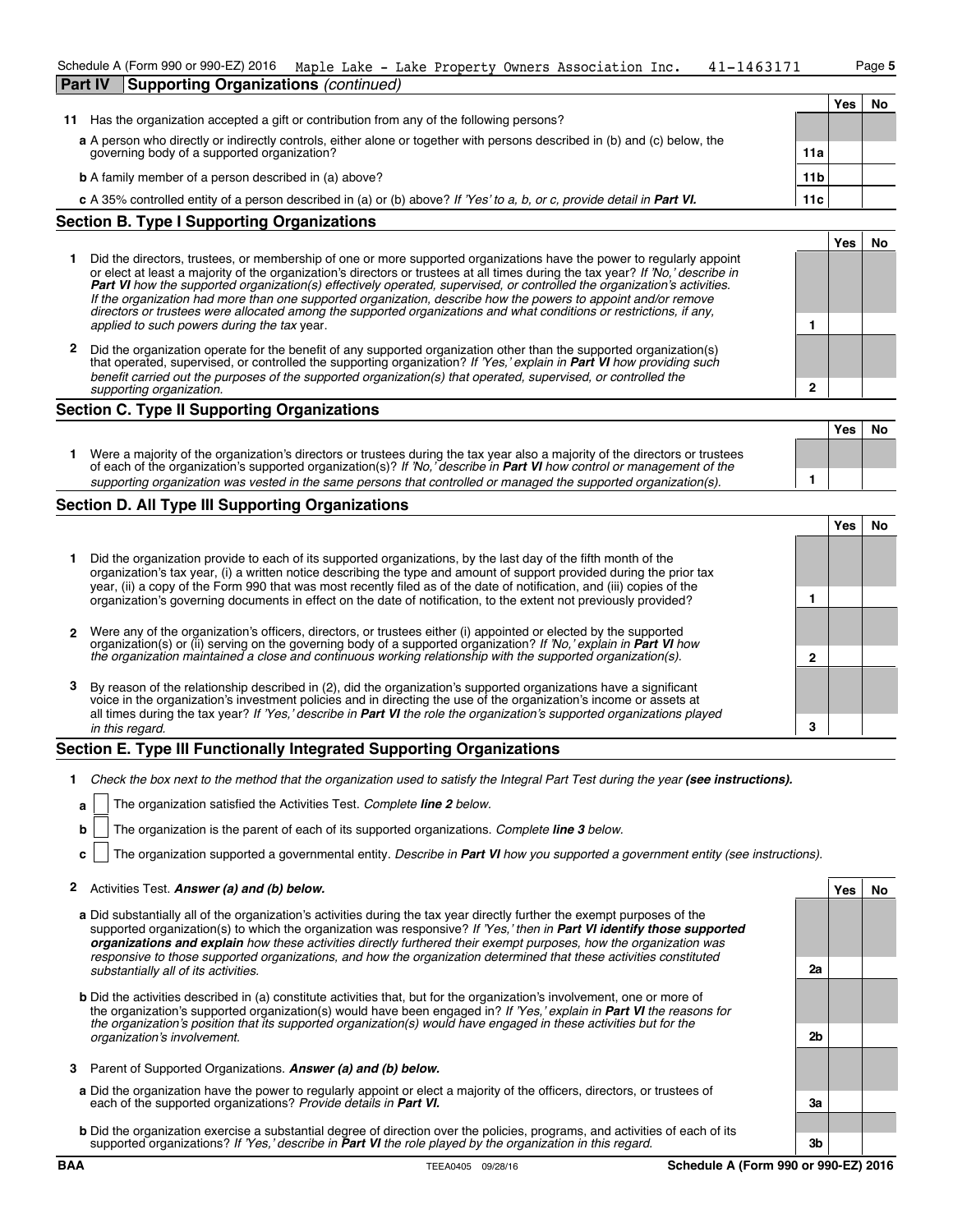Schedule A (Form 990 or 990-EZ) 2016 Maple Lake - Lake Property Owners Association Inc. 41-1463171

**Part IV Supporting Organizations** *(continued)*

| | | | Yes | No |
|---|---|---|---|---|
| **11** | Has the organization accepted a gift or contribution from any of the following persons? | | | |
| | **a** A person who directly or indirectly controls, either alone or together with persons described in (b) and (c) below, the governing body of a supported organization? | **11a** | | |
| | **b** A family member of a person described in (a) above? | **11b** | | |
| | **c** A 35% controlled entity of a person described in (a) or (b) above? *If 'Yes' to a, b, or c, provide detail in **Part VI.*** | **11c** | | |

## Section B. Type I Supporting Organizations

| | | | Yes | No |
|---|---|---|---|---|
| **1** | Did the directors, trustees, or membership of one or more supported organizations have the power to regularly appoint or elect at least a majority of the organization's directors or trustees at all times during the tax year? *If 'No,' describe in **Part VI** how the supported organization(s) effectively operated, supervised, or controlled the organization's activities. If the organization had more than one supported organization, describe how the powers to appoint and/or remove directors or trustees were allocated among the supported organizations and what conditions or restrictions, if any, applied to such powers during the tax* year. | **1** | | |
| **2** | Did the organization operate for the benefit of any supported organization other than the supported organization(s) that operated, supervised, or controlled the supporting organization? *If 'Yes,' explain in **Part VI** how providing such benefit carried out the purposes of the supported organization(s) that operated, supervised, or controlled the supporting organization.* | **2** | | |

## Section C. Type II Supporting Organizations

| | | | Yes | No |
|---|---|---|---|---|
| **1** | Were a majority of the organization's directors or trustees during the tax year also a majority of the directors or trustees of each of the organization's supported organization(s)? *If 'No,' describe in **Part VI** how control or management of the supporting organization was vested in the same persons that controlled or managed the supported organization(s).* | **1** | | |

## Section D. All Type III Supporting Organizations

| | | | Yes | No |
|---|---|---|---|---|
| **1** | Did the organization provide to each of its supported organizations, by the last day of the fifth month of the organization's tax year, (i) a written notice describing the type and amount of support provided during the prior tax year, (ii) a copy of the Form 990 that was most recently filed as of the date of notification, and (iii) copies of the organization's governing documents in effect on the date of notification, to the extent not previously provided? | **1** | | |
| **2** | Were any of the organization's officers, directors, or trustees either (i) appointed or elected by the supported organization(s) or (ii) serving on the governing body of a supported organization? *If 'No,' explain in **Part VI** how the organization maintained a close and continuous working relationship with the supported organization(s).* | **2** | | |
| **3** | By reason of the relationship described in (2), did the organization's supported organizations have a significant voice in the organization's investment policies and in directing the use of the organization's income or assets at all times during the tax year? *If 'Yes,' describe in **Part VI** the role the organization's supported organizations played in this regard.* | **3** | | |

## Section E. Type III Functionally Integrated Supporting Organizations

**1** *Check the box next to the method that the organization used to satisfy the Integral Part Test during the year **(see instructions).***

**a** ☐ The organization satisfied the Activities Test. *Complete **line 2** below.*

**b** ☐ The organization is the parent of each of its supported organizations. *Complete **line 3** below.*

**c** ☐ The organization supported a governmental entity. *Describe in **Part VI** how you supported a government entity (see instructions).*

| | | | Yes | No |
|---|---|---|---|---|
| **2** | Activities Test. ***Answer (a) and (b) below.*** | | | |
| | **a** Did substantially all of the organization's activities during the tax year directly further the exempt purposes of the supported organization(s) to which the organization was responsive? *If 'Yes,' then in **Part VI identify those supported organizations and explain** how these activities directly furthered their exempt purposes, how the organization was responsive to those supported organizations, and how the organization determined that these activities constituted substantially all of its activities.* | **2a** | | |
| | **b** Did the activities described in (a) constitute activities that, but for the organization's involvement, one or more of the organization's supported organization(s) would have been engaged in? *If 'Yes,' explain in **Part VI** the reasons for the organization's position that its supported organization(s) would have engaged in these activities but for the organization's involvement.* | **2b** | | |
| **3** | Parent of Supported Organizations. ***Answer (a) and (b) below.*** | | | |
| | **a** Did the organization have the power to regularly appoint or elect a majority of the officers, directors, or trustees of each of the supported organizations? *Provide details in **Part VI.*** | **3a** | | |
| | **b** Did the organization exercise a substantial degree of direction over the policies, programs, and activities of each of its supported organizations? *If 'Yes,' describe in **Part VI** the role played by the organization in this regard.* | **3b** | | |

BAA TEEA0405 09/28/16 **Schedule A (Form 990 or 990-EZ) 2016**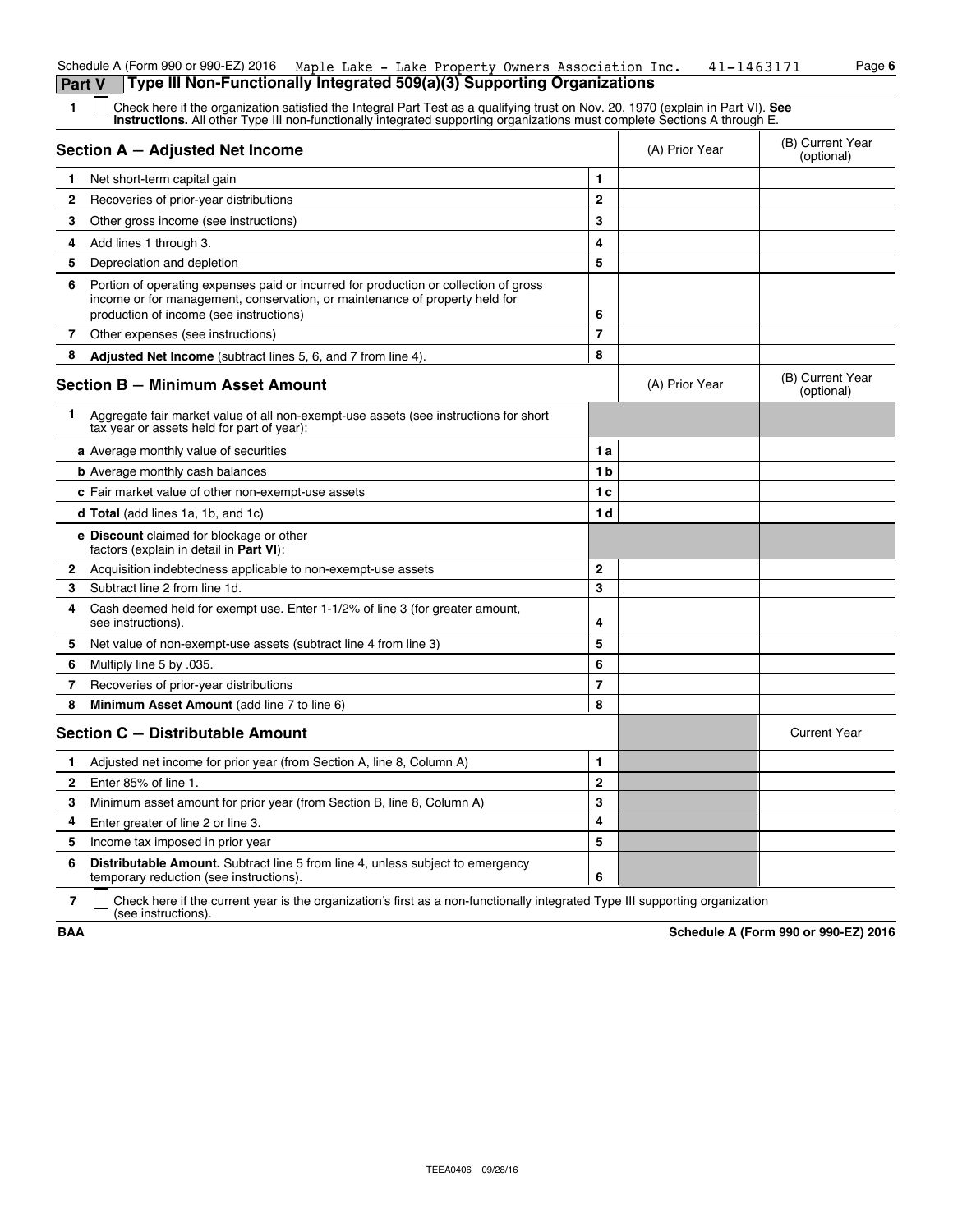Schedule A (Form 990 or 990-EZ) 2016 Maple Lake - Lake Property Owners Association Inc. 41-1463171

## Part V Type III Non-Functionally Integrated 509(a)(3) Supporting Organizations

**1** ☐ Check here if the organization satisfied the Integral Part Test as a qualifying trust on Nov. 20, 1970 (explain in Part VI). **See instructions.** All other Type III non-functionally integrated supporting organizations must complete Sections A through E.

| | **Section A — Adjusted Net Income** | | (A) Prior Year | (B) Current Year (optional) |
|---|---|---|---|---|
| 1 | Net short-term capital gain | 1 | | |
| 2 | Recoveries of prior-year distributions | 2 | | |
| 3 | Other gross income (see instructions) | 3 | | |
| 4 | Add lines 1 through 3. | 4 | | |
| 5 | Depreciation and depletion | 5 | | |
| 6 | Portion of operating expenses paid or incurred for production or collection of gross income or for management, conservation, or maintenance of property held for production of income (see instructions) | 6 | | |
| 7 | Other expenses (see instructions) | 7 | | |
| 8 | **Adjusted Net Income** (subtract lines 5, 6, and 7 from line 4). | 8 | | |

| | **Section B — Minimum Asset Amount** | | (A) Prior Year | (B) Current Year (optional) |
|---|---|---|---|---|
| 1 | Aggregate fair market value of all non-exempt-use assets (see instructions for short tax year or assets held for part of year): | | | |
| | **a** Average monthly value of securities | 1 a | | |
| | **b** Average monthly cash balances | 1 b | | |
| | **c** Fair market value of other non-exempt-use assets | 1 c | | |
| | **d Total** (add lines 1a, 1b, and 1c) | 1 d | | |
| | **e Discount** claimed for blockage or other factors (explain in detail in **Part VI**): | | | |
| 2 | Acquisition indebtedness applicable to non-exempt-use assets | 2 | | |
| 3 | Subtract line 2 from line 1d. | 3 | | |
| 4 | Cash deemed held for exempt use. Enter 1-1/2% of line 3 (for greater amount, see instructions). | 4 | | |
| 5 | Net value of non-exempt-use assets (subtract line 4 from line 3) | 5 | | |
| 6 | Multiply line 5 by .035. | 6 | | |
| 7 | Recoveries of prior-year distributions | 7 | | |
| 8 | **Minimum Asset Amount** (add line 7 to line 6) | 8 | | |

| | **Section C — Distributable Amount** | | | Current Year |
|---|---|---|---|---|
| 1 | Adjusted net income for prior year (from Section A, line 8, Column A) | 1 | | |
| 2 | Enter 85% of line 1. | 2 | | |
| 3 | Minimum asset amount for prior year (from Section B, line 8, Column A) | 3 | | |
| 4 | Enter greater of line 2 or line 3. | 4 | | |
| 5 | Income tax imposed in prior year | 5 | | |
| 6 | **Distributable Amount.** Subtract line 5 from line 4, unless subject to emergency temporary reduction (see instructions). | 6 | | |

**7** ☐ Check here if the current year is the organization's first as a non-functionally integrated Type III supporting organization (see instructions).

BAA Schedule A (Form 990 or 990-EZ) 2016

TEEA0406 09/28/16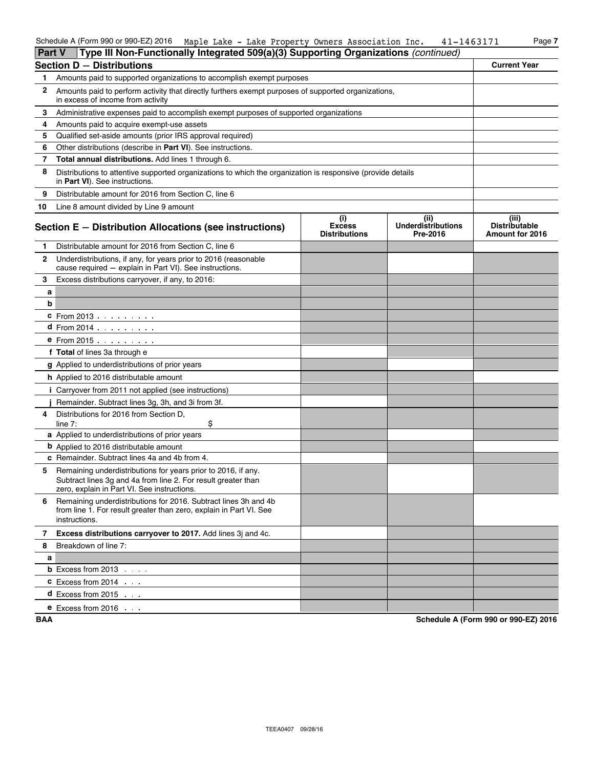Schedule A (Form 990 or 990-EZ) 2016 Maple Lake - Lake Property Owners Association Inc. 41-1463171

## Part V — Type III Non-Functionally Integrated 509(a)(3) Supporting Organizations *(continued)*

### Section D — Distributions

| | | Current Year |
|---|---|---|
| 1 | Amounts paid to supported organizations to accomplish exempt purposes | |
| 2 | Amounts paid to perform activity that directly furthers exempt purposes of supported organizations, in excess of income from activity | |
| 3 | Administrative expenses paid to accomplish exempt purposes of supported organizations | |
| 4 | Amounts paid to acquire exempt-use assets | |
| 5 | Qualified set-aside amounts (prior IRS approval required) | |
| 6 | Other distributions (describe in **Part VI**). See instructions. | |
| 7 | **Total annual distributions.** Add lines 1 through 6. | |
| 8 | Distributions to attentive supported organizations to which the organization is responsive (provide details in **Part VI**). See instructions. | |
| 9 | Distributable amount for 2016 from Section C, line 6 | |
| 10 | Line 8 amount divided by Line 9 amount | |

### Section E — Distribution Allocations (see instructions)

| | | (i) Excess Distributions | (ii) Underdistributions Pre-2016 | (iii) Distributable Amount for 2016 |
|---|---|---|---|---|
| 1 | Distributable amount for 2016 from Section C, line 6 | | | |
| 2 | Underdistributions, if any, for years prior to 2016 (reasonable cause required — explain in Part VI). See instructions. | | | |
| 3 | Excess distributions carryover, if any, to 2016: | | | |
| a | | | | |
| b | | | | |
| c | From 2013 | | | |
| d | From 2014 | | | |
| e | From 2015 | | | |
| f | **Total** of lines 3a through e | | | |
| g | Applied to underdistributions of prior years | | | |
| h | Applied to 2016 distributable amount | | | |
| i | Carryover from 2011 not applied (see instructions) | | | |
| j | Remainder. Subtract lines 3g, 3h, and 3i from 3f. | | | |
| 4 | Distributions for 2016 from Section D, line 7: $ | | | |
| a | Applied to underdistributions of prior years | | | |
| b | Applied to 2016 distributable amount | | | |
| c | Remainder. Subtract lines 4a and 4b from 4. | | | |
| 5 | Remaining underdistributions for years prior to 2016, if any. Subtract lines 3g and 4a from line 2. For result greater than zero, explain in Part VI. See instructions. | | | |
| 6 | Remaining underdistributions for 2016. Subtract lines 3h and 4b from line 1. For result greater than zero, explain in Part VI. See instructions. | | | |
| 7 | **Excess distributions carryover to 2017.** Add lines 3j and 4c. | | | |
| 8 | Breakdown of line 7: | | | |
| a | | | | |
| b | Excess from 2013 | | | |
| c | Excess from 2014 | | | |
| d | Excess from 2015 | | | |
| e | Excess from 2016 | | | |

BAA — Schedule A (Form 990 or 990-EZ) 2016

TEEA0407 09/28/16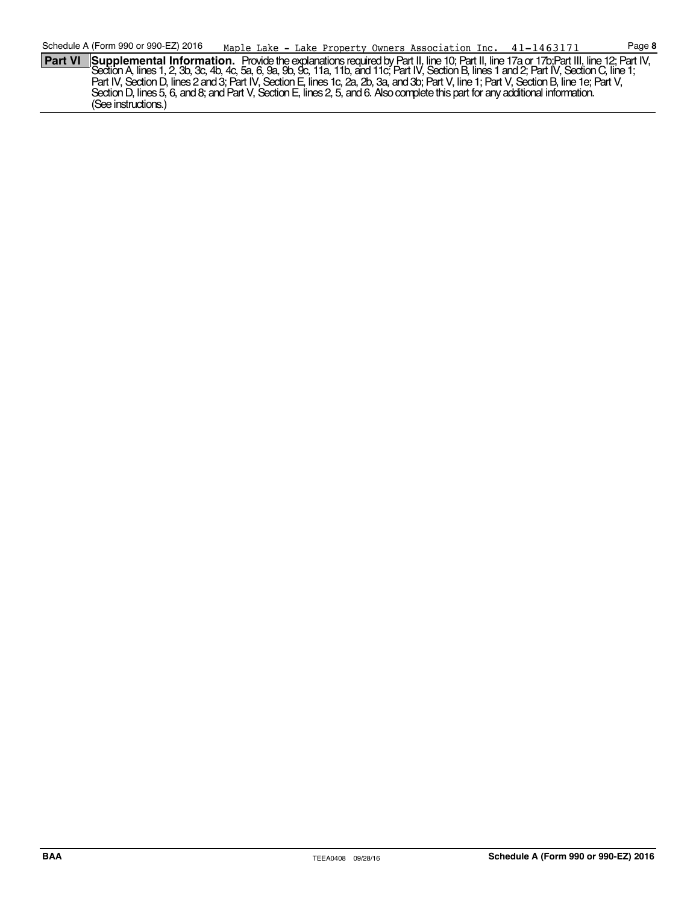Maple Lake - Lake Property Owners Association Inc. 41-1463171

**Part VI** **Supplemental Information.** Provide the explanations required by Part II, line 10; Part II, line 17a or 17b;Part III, line 12; Part IV, Section A, lines 1, 2, 3b, 3c, 4b, 4c, 5a, 6, 9a, 9b, 9c, 11a, 11b, and 11c; Part IV, Section B, lines 1 and 2; Part IV, Section C, line 1; Part IV, Section D, lines 2 and 3; Part IV, Section E, lines 1c, 2a, 2b, 3a, and 3b; Part V, line 1; Part V, Section B, line 1e; Part V, Section D, lines 5, 6, and 8; and Part V, Section E, lines 2, 5, and 6. Also complete this part for any additional information. (See instructions.)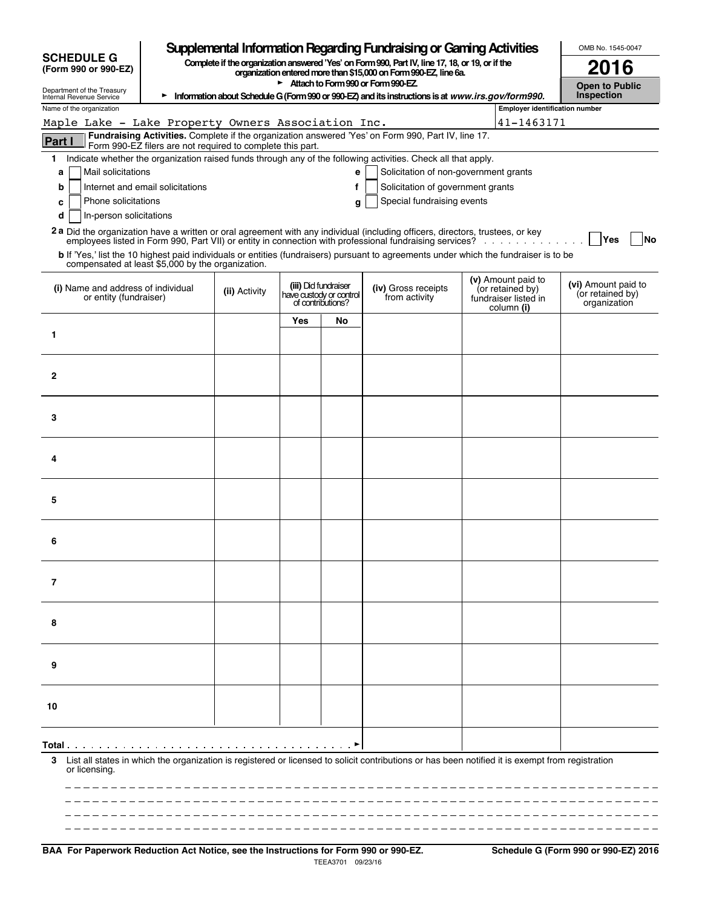**SCHEDULE G**
**(Form 990 or 990-EZ)**

Department of the Treasury
Internal Revenue Service

# Supplemental Information Regarding Fundraising or Gaming Activities

**Complete if the organization answered 'Yes' on Form 990, Part IV, line 17, 18, or 19, or if the organization entered more than $15,000 on Form 990-EZ, line 6a.**

► **Attach to Form 990 or Form 990-EZ.**

► **Information about Schedule G (Form 990 or 990-EZ) and its instructions is at *www.irs.gov/form990*.**

OMB No. 1545-0047

**2016**

**Open to Public Inspection**

Name of the organization: Maple Lake - Lake Property Owners Association Inc.

Employer identification number: 41-1463171

**Part I** **Fundraising Activities.** Complete if the organization answered 'Yes' on Form 990, Part IV, line 17. Form 990-EZ filers are not required to complete this part.

**1** Indicate whether the organization raised funds through any of the following activities. Check all that apply.

- **a** ☐ Mail solicitations
- **b** ☐ Internet and email solicitations
- **c** ☐ Phone solicitations
- **d** ☐ In-person solicitations
- **e** ☐ Solicitation of non-government grants
- **f** ☐ Solicitation of government grants
- **g** ☐ Special fundraising events

**2 a** Did the organization have a written or oral agreement with any individual (including officers, directors, trustees, or key employees listed in Form 990, Part VII) or entity in connection with professional fundraising services? ☐ **Yes** ☐ **No**

**b** If 'Yes,' list the 10 highest paid individuals or entities (fundraisers) pursuant to agreements under which the fundraiser is to be compensated at least $5,000 by the organization.

| **(i)** Name and address of individual or entity (fundraiser) | **(ii)** Activity | **(iii)** Did fundraiser have custody or control of contributions? | | **(iv)** Gross receipts from activity | **(v)** Amount paid to (or retained by) fundraiser listed in column **(i)** | **(vi)** Amount paid to (or retained by) organization |
|---|---|---|---|---|---|---|
| | | Yes | No | | | |
| 1 | | | | | | |
| 2 | | | | | | |
| 3 | | | | | | |
| 4 | | | | | | |
| 5 | | | | | | |
| 6 | | | | | | |
| 7 | | | | | | |
| 8 | | | | | | |
| 9 | | | | | | |
| 10 | | | | | | |
| **Total** ► | | | | | | |

**3** List all states in which the organization is registered or licensed to solicit contributions or has been notified it is exempt from registration or licensing.

**BAA For Paperwork Reduction Act Notice, see the Instructions for Form 990 or 990-EZ.**

TEEA3701 09/23/16

**Schedule G (Form 990 or 990-EZ) 2016**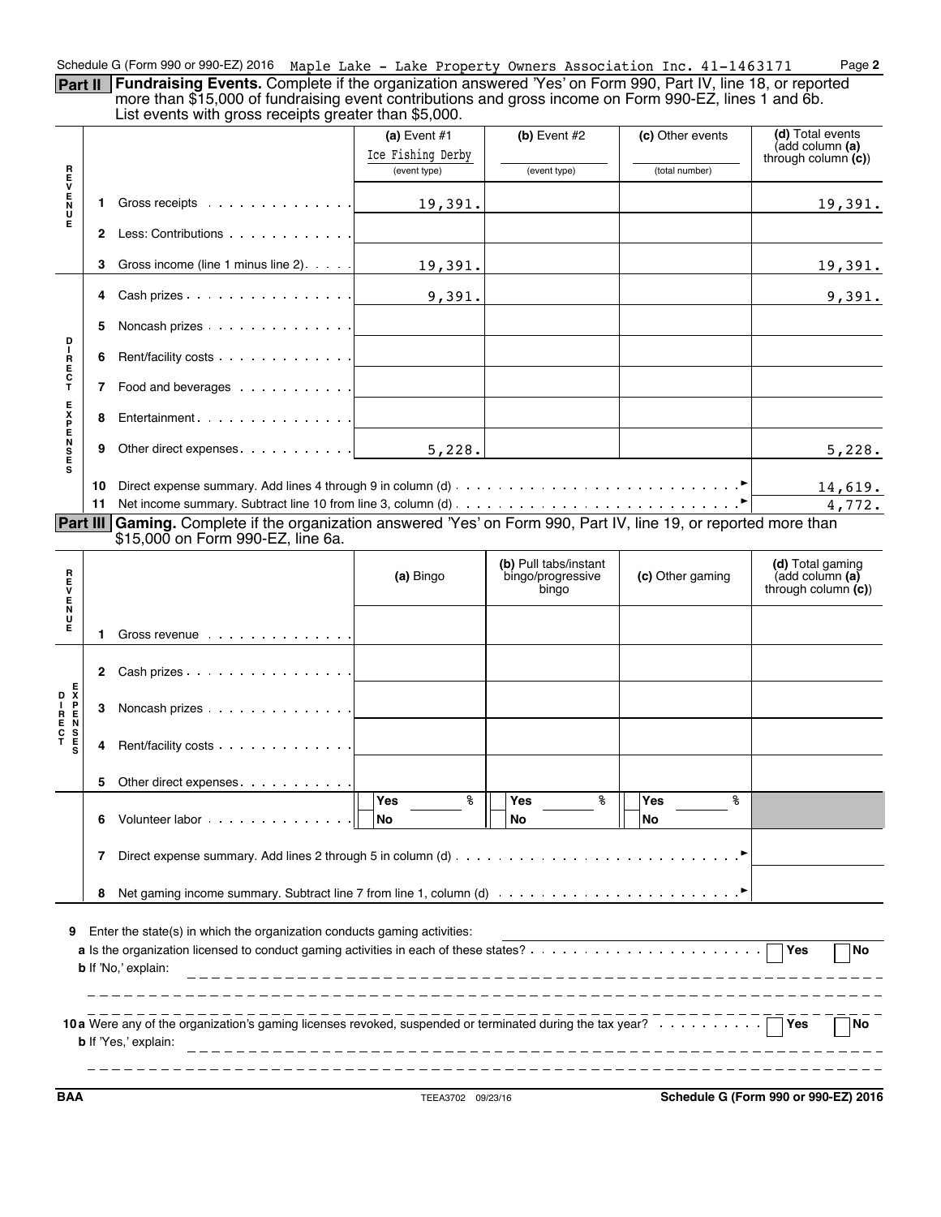Schedule G (Form 990 or 990-EZ) 2016 Maple Lake - Lake Property Owners Association Inc. 41-1463171 Page **2**

**Part II** **Fundraising Events.** Complete if the organization answered 'Yes' on Form 990, Part IV, line 18, or reported more than $15,000 of fundraising event contributions and gross income on Form 990-EZ, lines 1 and 6b. List events with gross receipts greater than $5,000.

| | | (a) Event #1 Ice Fishing Derby (event type) | (b) Event #2 (event type) | (c) Other events (total number) | (d) Total events (add column (a) through column (c)) |
|---|---|---|---|---|---|
| REVENUE | 1 Gross receipts | 19,391. | | | 19,391. |
| | 2 Less: Contributions | | | | |
| | 3 Gross income (line 1 minus line 2) | 19,391. | | | 19,391. |
| DIRECT EXPENSES | 4 Cash prizes | 9,391. | | | 9,391. |
| | 5 Noncash prizes | | | | |
| | 6 Rent/facility costs | | | | |
| | 7 Food and beverages | | | | |
| | 8 Entertainment | | | | |
| | 9 Other direct expenses | 5,228. | | | 5,228. |
| | 10 Direct expense summary. Add lines 4 through 9 in column (d) | | | | 14,619. |
| | 11 Net income summary. Subtract line 10 from line 3, column (d) | | | | 4,772. |

**Part III** **Gaming.** Complete if the organization answered 'Yes' on Form 990, Part IV, line 19, or reported more than $15,000 on Form 990-EZ, line 6a.

| | | (a) Bingo | (b) Pull tabs/instant bingo/progressive bingo | (c) Other gaming | (d) Total gaming (add column (a) through column (c)) |
|---|---|---|---|---|---|
| REVENUE | 1 Gross revenue | | | | |
| DIRECT EXPENSES | 2 Cash prizes | | | | |
| | 3 Noncash prizes | | | | |
| | 4 Rent/facility costs | | | | |
| | 5 Other direct expenses | | | | |
| | 6 Volunteer labor | Yes % / No | Yes % / No | Yes % / No | |
| | 7 Direct expense summary. Add lines 2 through 5 in column (d) | | | | |
| | 8 Net gaming income summary. Subtract line 7 from line 1, column (d) | | | | |

**9** Enter the state(s) in which the organization conducts gaming activities:

**a** Is the organization licensed to conduct gaming activities in each of these states? ☐ Yes ☐ No

**b** If 'No,' explain:

**10a** Were any of the organization's gaming licenses revoked, suspended or terminated during the tax year? ☐ Yes ☐ No

**b** If 'Yes,' explain:

BAA TEEA3702 09/23/16 **Schedule G (Form 990 or 990-EZ) 2016**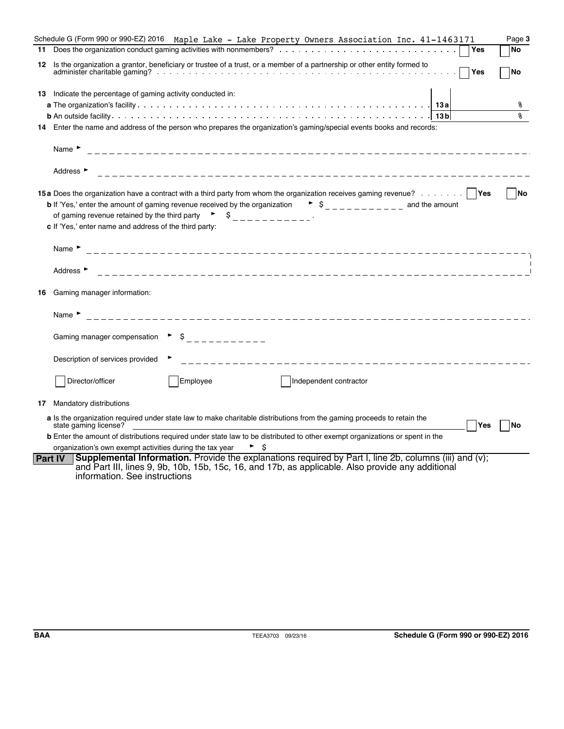Schedule G (Form 990 or 990-EZ) 2016 Maple Lake - Lake Property Owners Association Inc. 41-1463171 Page **3**

**11** Does the organization conduct gaming activities with nonmembers? ☐ Yes ☐ No

**12** Is the organization a grantor, beneficiary or trustee of a trust, or a member of a partnership or other entity formed to administer charitable gaming? ☐ Yes ☐ No

**13** Indicate the percentage of gaming activity conducted in:

**a** The organization's facility . . . **13a** %

**b** An outside facility . . . **13b** %

**14** Enter the name and address of the person who prepares the organization's gaming/special events books and records:

Name ►

Address ►

**15a** Does the organization have a contract with a third party from whom the organization receives gaming revenue? ☐ Yes ☐ No

**b** If 'Yes,' enter the amount of gaming revenue received by the organization ► $ ___________ and the amount of gaming revenue retained by the third party ► $ ___________.

**c** If 'Yes,' enter name and address of the third party:

Name ►

Address ►

**16** Gaming manager information:

Name ►

Gaming manager compensation ► $ ___________

Description of services provided ►

☐ Director/officer ☐ Employee ☐ Independent contractor

**17** Mandatory distributions

**a** Is the organization required under state law to make charitable distributions from the gaming proceeds to retain the state gaming license? ☐ Yes ☐ No

**b** Enter the amount of distributions required under state law to be distributed to other exempt organizations or spent in the organization's own exempt activities during the tax year ► $

**Part IV** **Supplemental Information.** Provide the explanations required by Part I, line 2b, columns (iii) and (v); and Part III, lines 9, 9b, 10b, 15b, 15c, 16, and 17b, as applicable. Also provide any additional information. See instructions

BAA TEEA3703 09/23/16 **Schedule G (Form 990 or 990-EZ) 2016**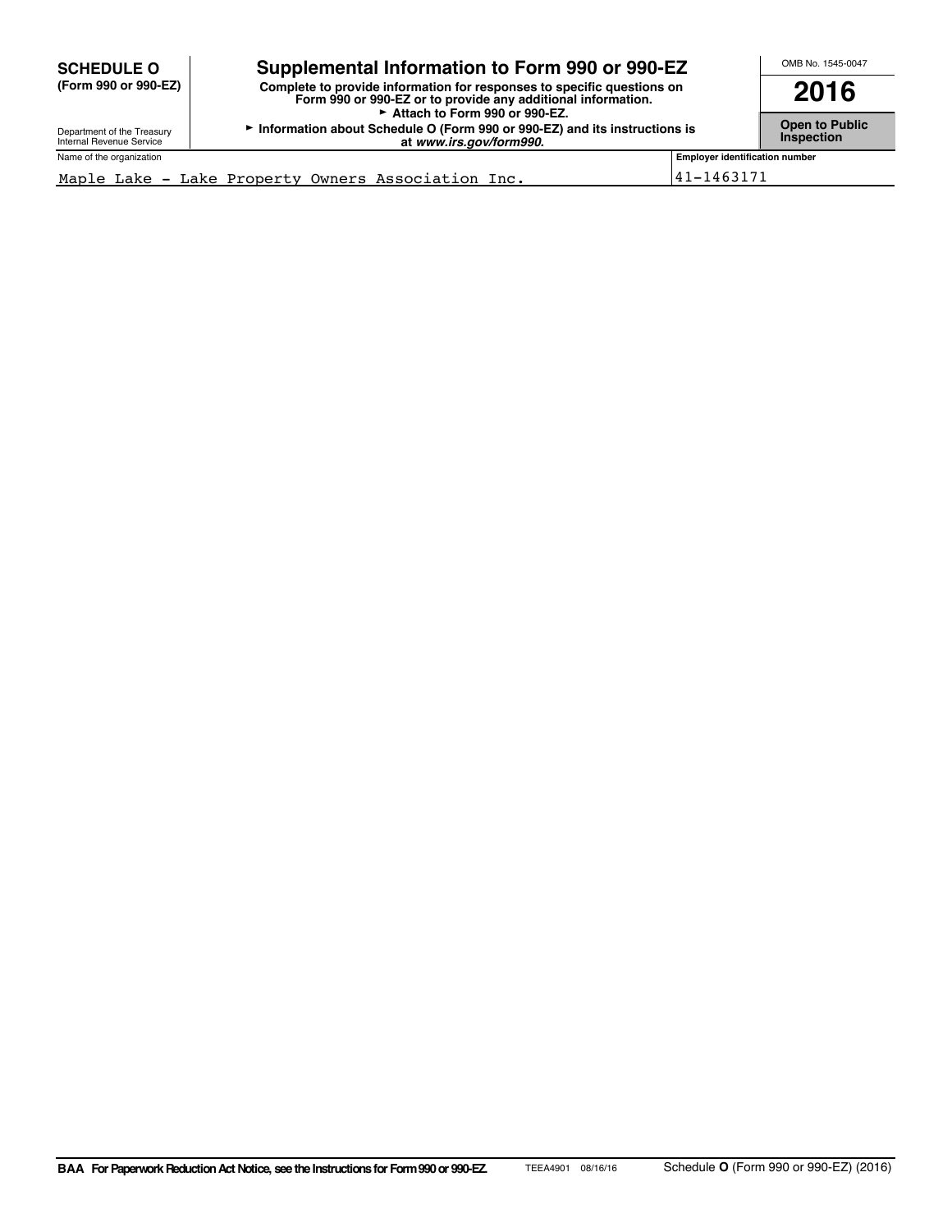**SCHEDULE O**
**(Form 990 or 990-EZ)**

Department of the Treasury
Internal Revenue Service

# Supplemental Information to Form 990 or 990-EZ

**Complete to provide information for responses to specific questions on Form 990 or 990-EZ or to provide any additional information.**
**► Attach to Form 990 or 990-EZ.**
**► Information about Schedule O (Form 990 or 990-EZ) and its instructions is at *www.irs.gov/form990.***

OMB No. 1545-0047

**2016**

**Open to Public Inspection**

| Name of the organization | Employer identification number |
|---|---|
| Maple Lake - Lake Property Owners Association Inc. | 41-1463171 |

**BAA For Paperwork Reduction Act Notice, see the Instructions for Form 990 or 990-EZ.** TEEA4901 08/16/16 Schedule **O** (Form 990 or 990-EZ) (2016)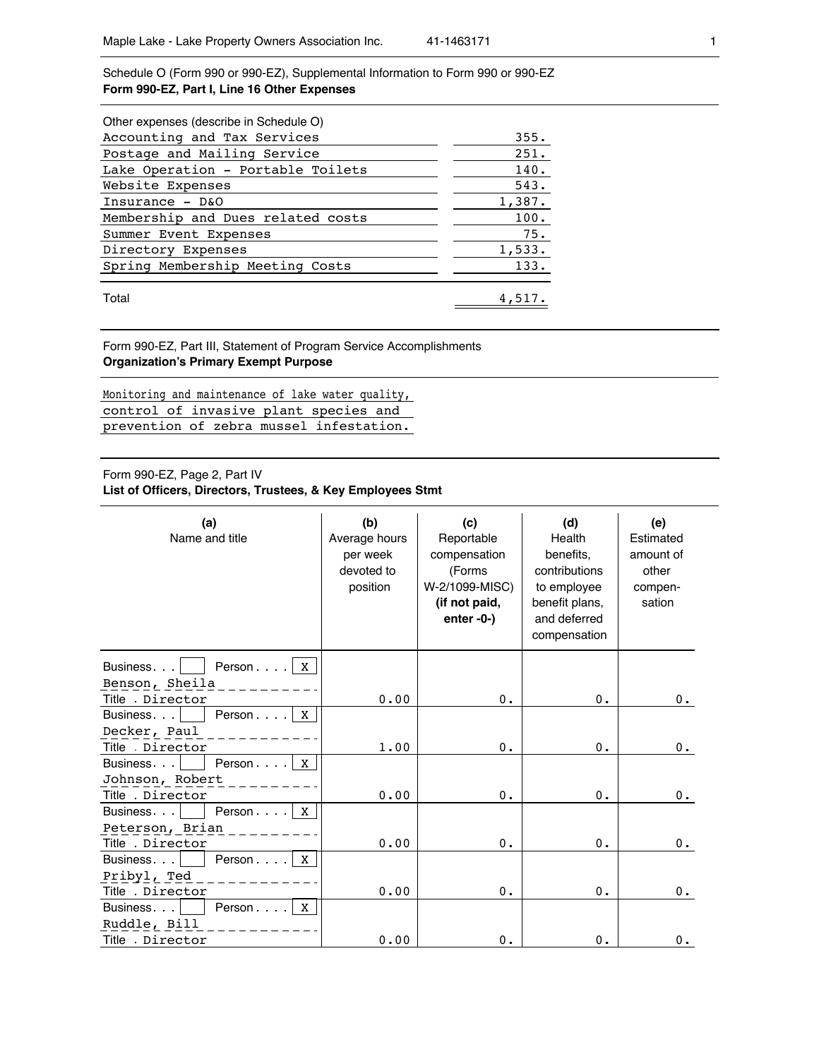Maple Lake - Lake Property Owners Association Inc. 41-1463171

Schedule O (Form 990 or 990-EZ), Supplemental Information to Form 990 or 990-EZ
**Form 990-EZ, Part I, Line 16 Other Expenses**

| Other expenses (describe in Schedule O) | |
|---|---|
| Accounting and Tax Services | 355. |
| Postage and Mailing Service | 251. |
| Lake Operation - Portable Toilets | 140. |
| Website Expenses | 543. |
| Insurance - D&O | 1,387. |
| Membership and Dues related costs | 100. |
| Summer Event Expenses | 75. |
| Directory Expenses | 1,533. |
| Spring Membership Meeting Costs | 133. |
| Total | 4,517. |

Form 990-EZ, Part III, Statement of Program Service Accomplishments
**Organization's Primary Exempt Purpose**

Monitoring and maintenance of lake water quality, control of invasive plant species and prevention of zebra mussel infestation.

Form 990-EZ, Page 2, Part IV
**List of Officers, Directors, Trustees, & Key Employees Stmt**

| (a) Name and title | (b) Average hours per week devoted to position | (c) Reportable compensation (Forms W-2/1099-MISC) **(if not paid, enter -0-)** | (d) Health benefits, contributions to employee benefit plans, and deferred compensation | (e) Estimated amount of other compen-sation |
|---|---|---|---|---|
| Business [ ] Person [X] Benson, Sheila Title . Director | 0.00 | 0. | 0. | 0. |
| Business [ ] Person [X] Decker, Paul Title . Director | 1.00 | 0. | 0. | 0. |
| Business [ ] Person [X] Johnson, Robert Title . Director | 0.00 | 0. | 0. | 0. |
| Business [ ] Person [X] Peterson, Brian Title . Director | 0.00 | 0. | 0. | 0. |
| Business [ ] Person [X] Pribyl, Ted Title . Director | 0.00 | 0. | 0. | 0. |
| Business [ ] Person [X] Ruddle, Bill Title . Director | 0.00 | 0. | 0. | 0. |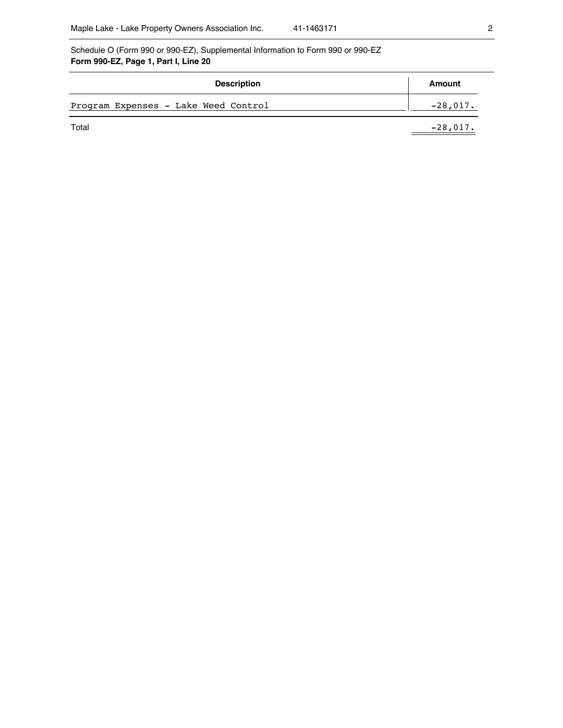Schedule O (Form 990 or 990-EZ), Supplemental Information to Form 990 or 990-EZ
**Form 990-EZ, Page 1, Part I, Line 20**

| Description | Amount |
| --- | --- |
| Program Expenses - Lake Weed Control | -28,017. |
| Total | -28,017. |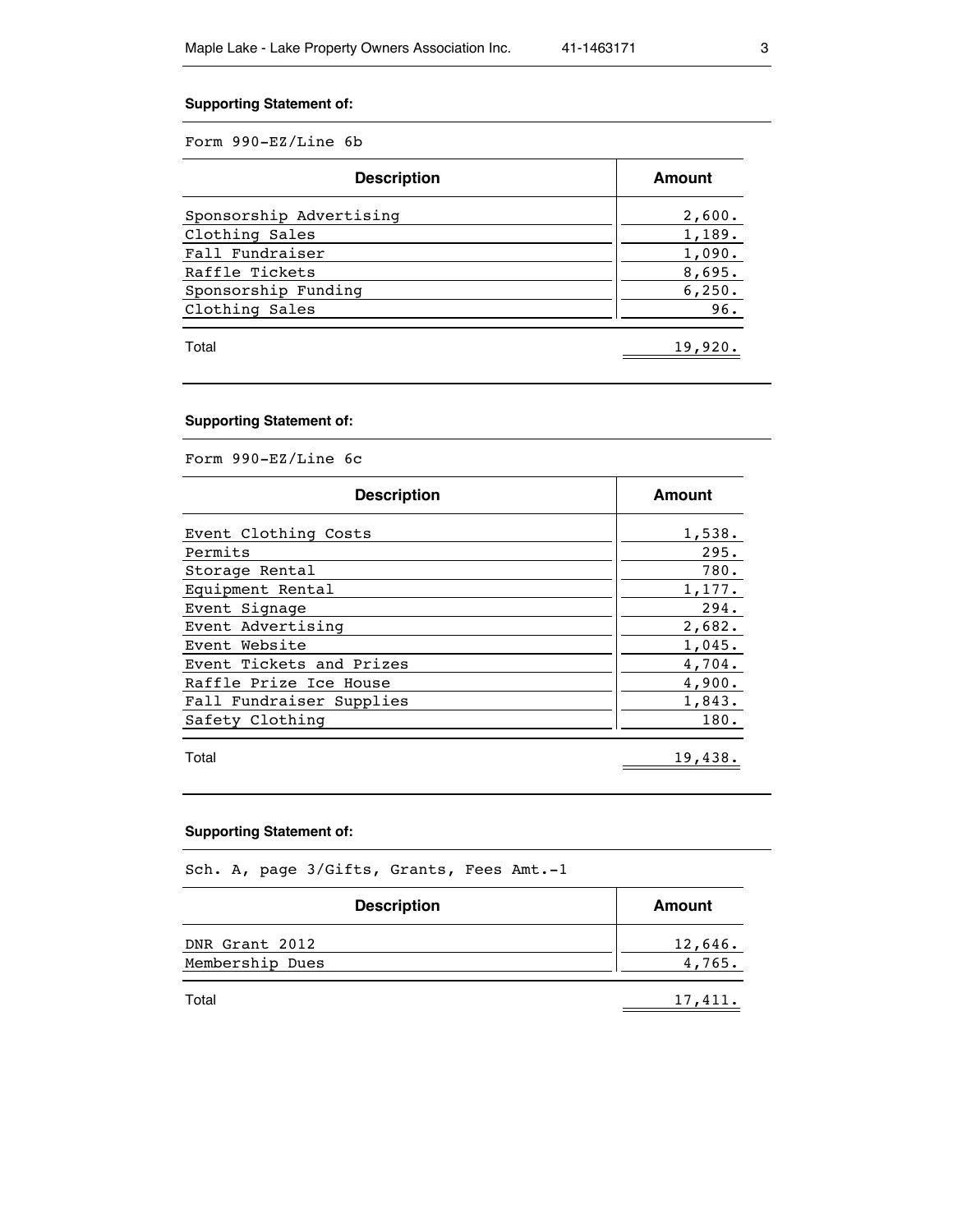**Supporting Statement of:**

Form 990-EZ/Line 6b

| Description | Amount |
|---|---|
| Sponsorship Advertising | 2,600. |
| Clothing Sales | 1,189. |
| Fall Fundraiser | 1,090. |
| Raffle Tickets | 8,695. |
| Sponsorship Funding | 6,250. |
| Clothing Sales | 96. |
| Total | 19,920. |

**Supporting Statement of:**

Form 990-EZ/Line 6c

| Description | Amount |
|---|---|
| Event Clothing Costs | 1,538. |
| Permits | 295. |
| Storage Rental | 780. |
| Equipment Rental | 1,177. |
| Event Signage | 294. |
| Event Advertising | 2,682. |
| Event Website | 1,045. |
| Event Tickets and Prizes | 4,704. |
| Raffle Prize Ice House | 4,900. |
| Fall Fundraiser Supplies | 1,843. |
| Safety Clothing | 180. |
| Total | 19,438. |

**Supporting Statement of:**

Sch. A, page 3/Gifts, Grants, Fees Amt.-1

| Description | Amount |
|---|---|
| DNR Grant 2012 | 12,646. |
| Membership Dues | 4,765. |
| Total | 17,411. |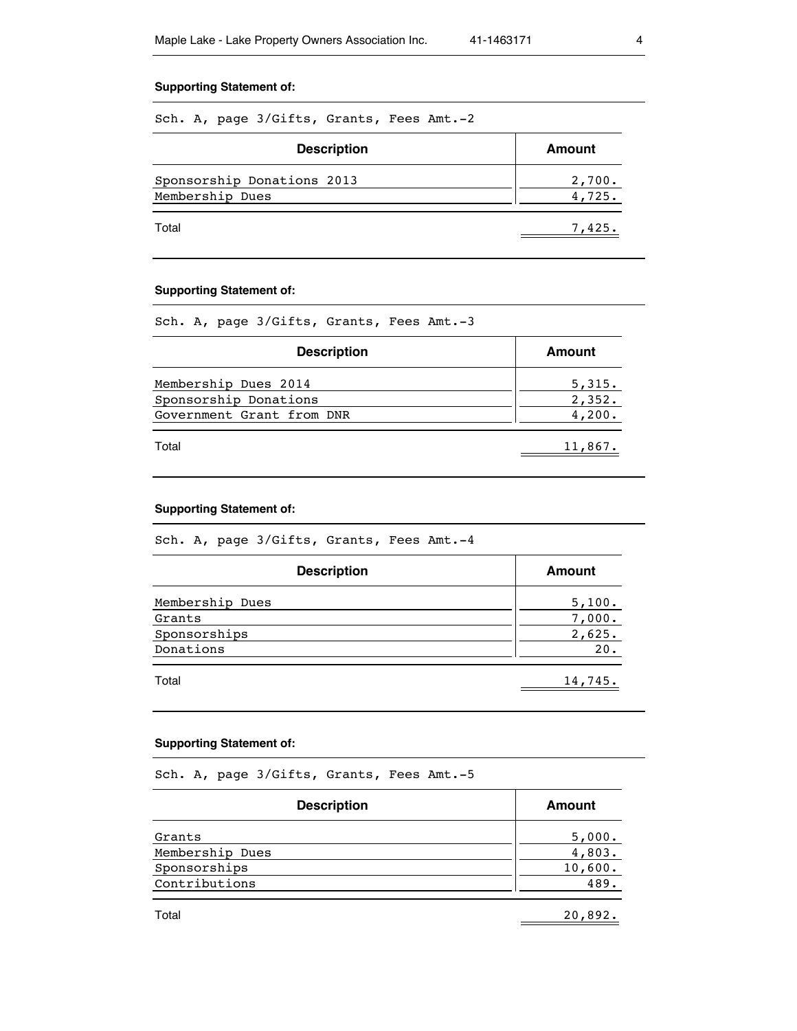### Supporting Statement of:

Sch. A, page 3/Gifts, Grants, Fees Amt.-2

| Description | Amount |
|---|---|
| Sponsorship Donations 2013 | 2,700. |
| Membership Dues | 4,725. |
| Total | 7,425. |

### Supporting Statement of:

Sch. A, page 3/Gifts, Grants, Fees Amt.-3

| Description | Amount |
|---|---|
| Membership Dues 2014 | 5,315. |
| Sponsorship Donations | 2,352. |
| Government Grant from DNR | 4,200. |
| Total | 11,867. |

### Supporting Statement of:

Sch. A, page 3/Gifts, Grants, Fees Amt.-4

| Description | Amount |
|---|---|
| Membership Dues | 5,100. |
| Grants | 7,000. |
| Sponsorships | 2,625. |
| Donations | 20. |
| Total | 14,745. |

### Supporting Statement of:

Sch. A, page 3/Gifts, Grants, Fees Amt.-5

| Description | Amount |
|---|---|
| Grants | 5,000. |
| Membership Dues | 4,803. |
| Sponsorships | 10,600. |
| Contributions | 489. |
| Total | 20,892. |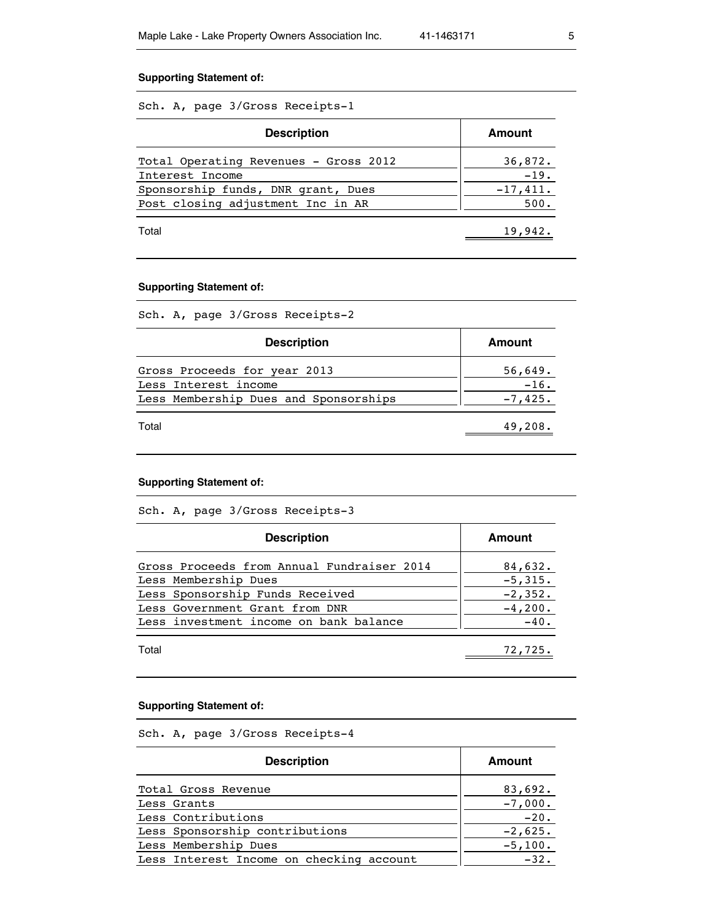**Supporting Statement of:**

Sch. A, page 3/Gross Receipts-1

| Description | Amount |
|---|---|
| Total Operating Revenues - Gross 2012 | 36,872. |
| Interest Income | -19. |
| Sponsorship funds, DNR grant, Dues | -17,411. |
| Post closing adjustment Inc in AR | 500. |
| Total | 19,942. |

**Supporting Statement of:**

Sch. A, page 3/Gross Receipts-2

| Description | Amount |
|---|---|
| Gross Proceeds for year 2013 | 56,649. |
| Less Interest income | -16. |
| Less Membership Dues and Sponsorships | -7,425. |
| Total | 49,208. |

**Supporting Statement of:**

Sch. A, page 3/Gross Receipts-3

| Description | Amount |
|---|---|
| Gross Proceeds from Annual Fundraiser 2014 | 84,632. |
| Less Membership Dues | -5,315. |
| Less Sponsorship Funds Received | -2,352. |
| Less Government Grant from DNR | -4,200. |
| Less investment income on bank balance | -40. |
| Total | 72,725. |

**Supporting Statement of:**

Sch. A, page 3/Gross Receipts-4

| Description | Amount |
|---|---|
| Total Gross Revenue | 83,692. |
| Less Grants | -7,000. |
| Less Contributions | -20. |
| Less Sponsorship contributions | -2,625. |
| Less Membership Dues | -5,100. |
| Less Interest Income on checking account | -32. |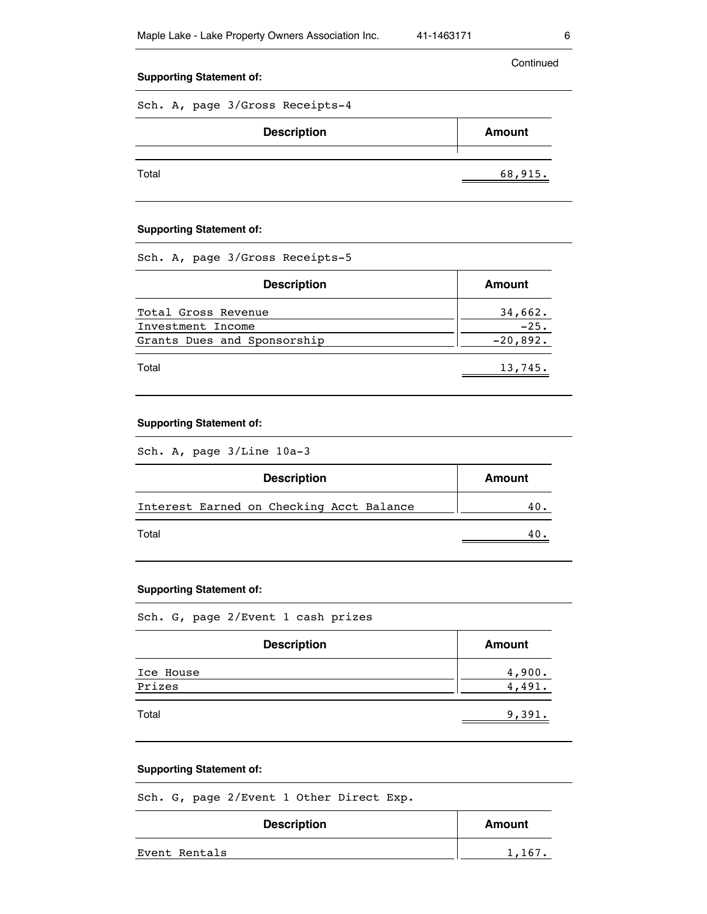Continued

**Supporting Statement of:**

Sch. A, page 3/Gross Receipts-4

| Description | Amount |
|---|---|
| Total | 68,915. |

**Supporting Statement of:**

Sch. A, page 3/Gross Receipts-5

| Description | Amount |
|---|---|
| Total Gross Revenue | 34,662. |
| Investment Income | -25. |
| Grants Dues and Sponsorship | -20,892. |
| Total | 13,745. |

**Supporting Statement of:**

Sch. A, page 3/Line 10a-3

| Description | Amount |
|---|---|
| Interest Earned on Checking Acct Balance | 40. |
| Total | 40. |

**Supporting Statement of:**

Sch. G, page 2/Event 1 cash prizes

| Description | Amount |
|---|---|
| Ice House | 4,900. |
| Prizes | 4,491. |
| Total | 9,391. |

**Supporting Statement of:**

Sch. G, page 2/Event 1 Other Direct Exp.

| Description | Amount |
|---|---|
| Event Rentals | 1,167. |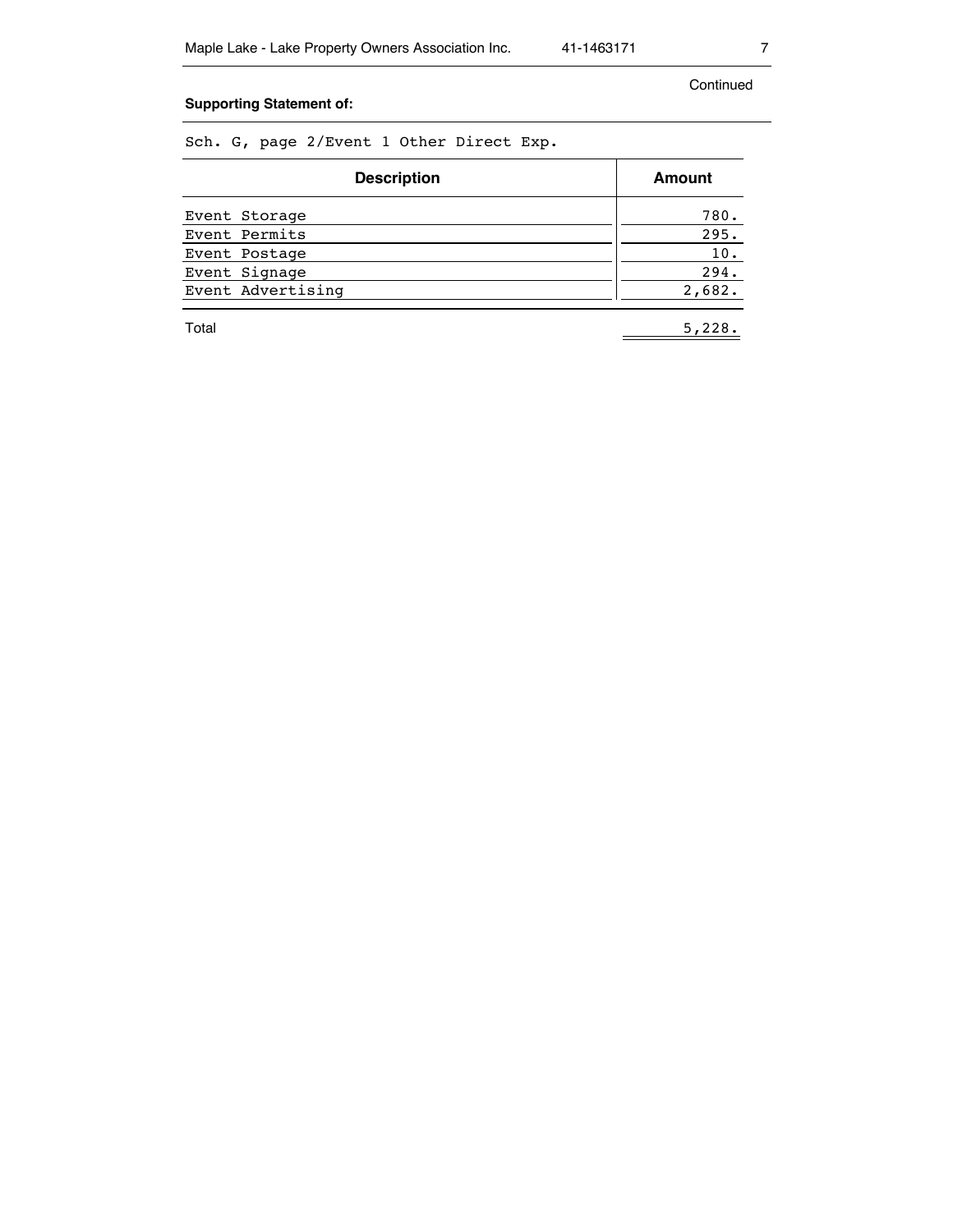Continued

**Supporting Statement of:**

Sch. G, page 2/Event 1 Other Direct Exp.

| Description | Amount |
| --- | --- |
| Event Storage | 780. |
| Event Permits | 295. |
| Event Postage | 10. |
| Event Signage | 294. |
| Event Advertising | 2,682. |
| Total | 5,228. |